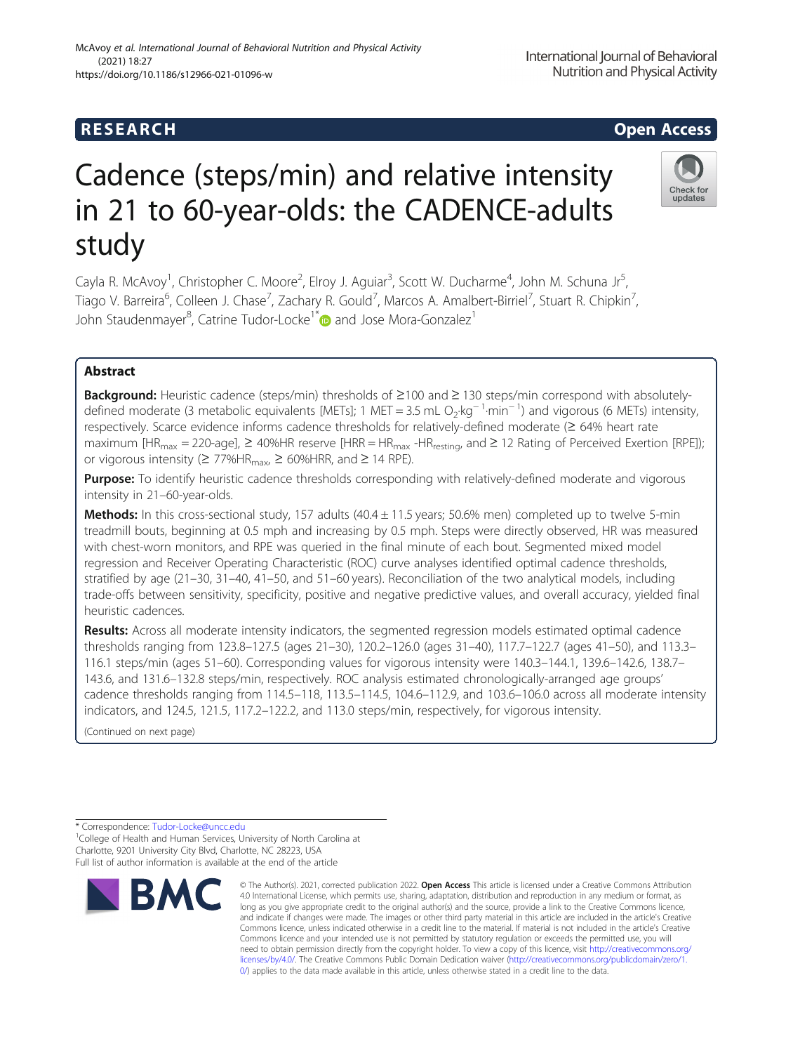**RESEARCH** **Open Access**

# Cadence (steps/min) and relative intensity in 21 to 60-year-olds: the CADENCE-adults study

Cayla R. McAvoy[1], Christopher C. Moore[2], Elroy J. Aguiar[3], Scott W. Ducharme[4], John M. Schuna Jr[5], Tiago V. Barreira[6], Colleen J. Chase[7], Zachary R. Gould[7], Marcos A. Amalbert-Birriel[7], Stuart R. Chipkin[7], John Staudenmayer[8], Catrine Tudor-Locke[1*] and Jose Mora-Gonzalez[1]

## Abstract

**Background:** Heuristic cadence (steps/min) thresholds of ≥100 and ≥ 130 steps/min correspond with absolutely-defined moderate (3 metabolic equivalents [METs]; 1 MET = 3.5 mL $O_2 \cdot kg^{-1} \cdot min^{-1}$) and vigorous (6 METs) intensity, respectively. Scarce evidence informs cadence thresholds for relatively-defined moderate (≥ 64% heart rate maximum [$HR_{max}$ = 220-age], ≥ 40%HR reserve [HRR = $HR_{max}$ -$HR_{resting}$, and ≥ 12 Rating of Perceived Exertion [RPE]); or vigorous intensity (≥ 77%$HR_{max}$, ≥ 60%HRR, and ≥ 14 RPE).

**Purpose:** To identify heuristic cadence thresholds corresponding with relatively-defined moderate and vigorous intensity in 21–60-year-olds.

**Methods:** In this cross-sectional study, 157 adults (40.4 ± 11.5 years; 50.6% men) completed up to twelve 5-min treadmill bouts, beginning at 0.5 mph and increasing by 0.5 mph. Steps were directly observed, HR was measured with chest-worn monitors, and RPE was queried in the final minute of each bout. Segmented mixed model regression and Receiver Operating Characteristic (ROC) curve analyses identified optimal cadence thresholds, stratified by age (21–30, 31–40, 41–50, and 51–60 years). Reconciliation of the two analytical models, including trade-offs between sensitivity, specificity, positive and negative predictive values, and overall accuracy, yielded final heuristic cadences.

**Results:** Across all moderate intensity indicators, the segmented regression models estimated optimal cadence thresholds ranging from 123.8–127.5 (ages 21–30), 120.2–126.0 (ages 31–40), 117.7–122.7 (ages 41–50), and 113.3–116.1 steps/min (ages 51–60). Corresponding values for vigorous intensity were 140.3–144.1, 139.6–142.6, 138.7–143.6, and 131.6–132.8 steps/min, respectively. ROC analysis estimated chronologically-arranged age groups' cadence thresholds ranging from 114.5–118, 113.5–114.5, 104.6–112.9, and 103.6–106.0 across all moderate intensity indicators, and 124.5, 121.5, 117.2–122.2, and 113.0 steps/min, respectively, for vigorous intensity.

(Continued on next page)

* Correspondence: Tudor-Locke@uncc.edu
[1]College of Health and Human Services, University of North Carolina at Charlotte, 9201 University City Blvd, Charlotte, NC 28223, USA
Full list of author information is available at the end of the article

© The Author(s). 2021, corrected publication 2022. **Open Access** This article is licensed under a Creative Commons Attribution 4.0 International License, which permits use, sharing, adaptation, distribution and reproduction in any medium or format, as long as you give appropriate credit to the original author(s) and the source, provide a link to the Creative Commons licence, and indicate if changes were made. The images or other third party material in this article are included in the article's Creative Commons licence, unless indicated otherwise in a credit line to the material. If material is not included in the article's Creative Commons licence and your intended use is not permitted by statutory regulation or exceeds the permitted use, you will need to obtain permission directly from the copyright holder. To view a copy of this licence, visit http://creativecommons.org/licenses/by/4.0/. The Creative Commons Public Domain Dedication waiver (http://creativecommons.org/publicdomain/zero/1.0/) applies to the data made available in this article, unless otherwise stated in a credit line to the data.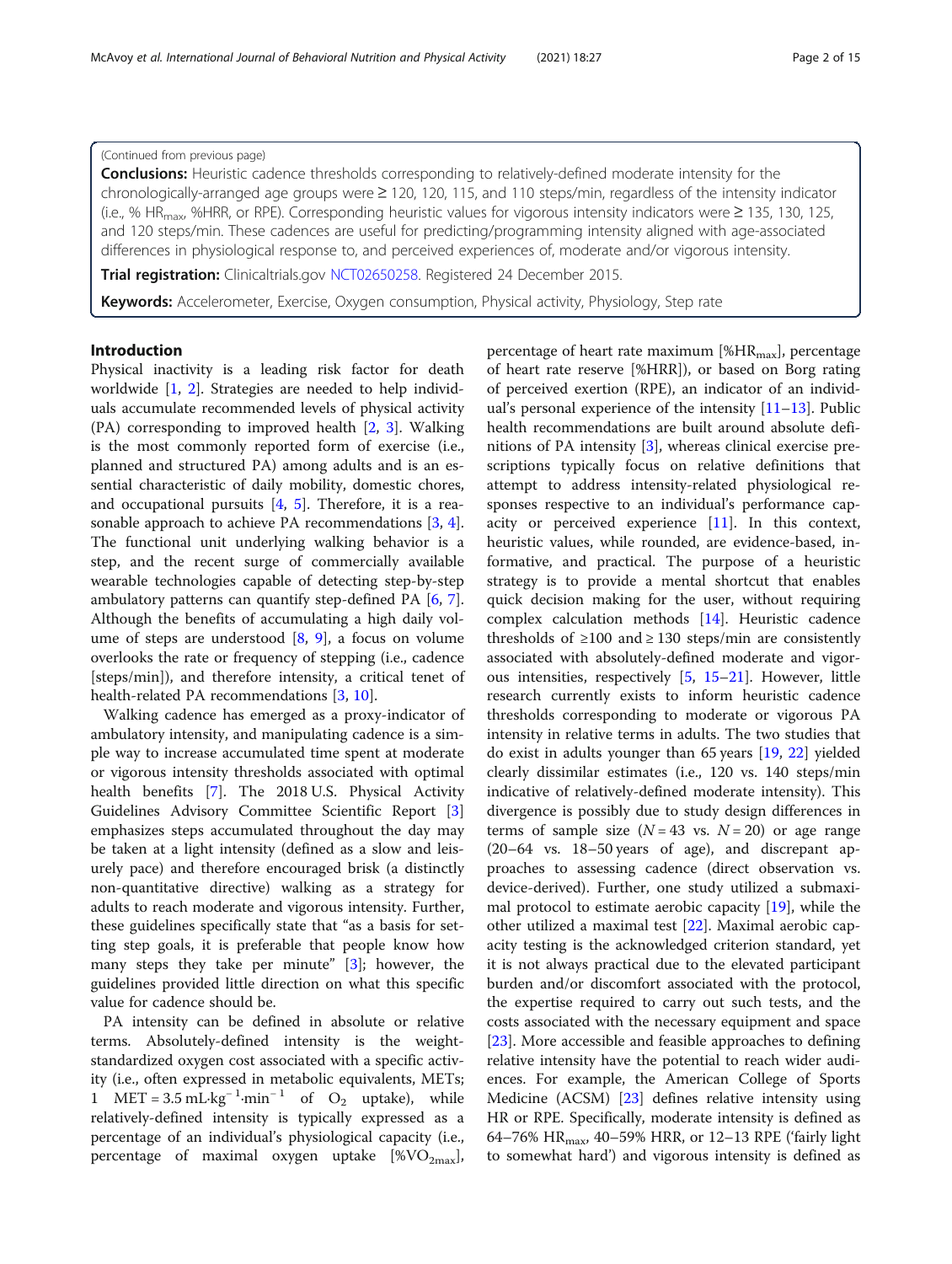(Continued from previous page)

**Conclusions:** Heuristic cadence thresholds corresponding to relatively-defined moderate intensity for the chronologically-arranged age groups were ≥ 120, 120, 115, and 110 steps/min, regardless of the intensity indicator (i.e., % $HR_{max}$, %HRR, or RPE). Corresponding heuristic values for vigorous intensity indicators were ≥ 135, 130, 125, and 120 steps/min. These cadences are useful for predicting/programming intensity aligned with age-associated differences in physiological response to, and perceived experiences of, moderate and/or vigorous intensity.

**Trial registration:** Clinicaltrials.gov NCT02650258. Registered 24 December 2015.

**Keywords:** Accelerometer, Exercise, Oxygen consumption, Physical activity, Physiology, Step rate

## Introduction

Physical inactivity is a leading risk factor for death worldwide [1, 2]. Strategies are needed to help individuals accumulate recommended levels of physical activity (PA) corresponding to improved health [2, 3]. Walking is the most commonly reported form of exercise (i.e., planned and structured PA) among adults and is an essential characteristic of daily mobility, domestic chores, and occupational pursuits [4, 5]. Therefore, it is a reasonable approach to achieve PA recommendations [3, 4]. The functional unit underlying walking behavior is a step, and the recent surge of commercially available wearable technologies capable of detecting step-by-step ambulatory patterns can quantify step-defined PA [6, 7]. Although the benefits of accumulating a high daily volume of steps are understood [8, 9], a focus on volume overlooks the rate or frequency of stepping (i.e., cadence [steps/min]), and therefore intensity, a critical tenet of health-related PA recommendations [3, 10].

Walking cadence has emerged as a proxy-indicator of ambulatory intensity, and manipulating cadence is a simple way to increase accumulated time spent at moderate or vigorous intensity thresholds associated with optimal health benefits [7]. The 2018 U.S. Physical Activity Guidelines Advisory Committee Scientific Report [3] emphasizes steps accumulated throughout the day may be taken at a light intensity (defined as a slow and leisurely pace) and therefore encouraged brisk (a distinctly non-quantitative directive) walking as a strategy for adults to reach moderate and vigorous intensity. Further, these guidelines specifically state that "as a basis for setting step goals, it is preferable that people know how many steps they take per minute" [3]; however, the guidelines provided little direction on what this specific value for cadence should be.

PA intensity can be defined in absolute or relative terms. Absolutely-defined intensity is the weight-standardized oxygen cost associated with a specific activity (i.e., often expressed in metabolic equivalents, METs; 1 MET = 3.5 $mL \cdot kg^{-1} \cdot min^{-1}$ of $O_2$ uptake), while relatively-defined intensity is typically expressed as a percentage of an individual's physiological capacity (i.e., percentage of maximal oxygen uptake [%$VO_{2max}$], percentage of heart rate maximum [%$HR_{max}$], percentage of heart rate reserve [%HRR]), or based on Borg rating of perceived exertion (RPE), an indicator of an individual's personal experience of the intensity [11–13]. Public health recommendations are built around absolute definitions of PA intensity [3], whereas clinical exercise prescriptions typically focus on relative definitions that attempt to address intensity-related physiological responses respective to an individual's performance capacity or perceived experience [11]. In this context, heuristic values, while rounded, are evidence-based, informative, and practical. The purpose of a heuristic strategy is to provide a mental shortcut that enables quick decision making for the user, without requiring complex calculation methods [14]. Heuristic cadence thresholds of ≥100 and ≥ 130 steps/min are consistently associated with absolutely-defined moderate and vigorous intensities, respectively [5, 15–21]. However, little research currently exists to inform heuristic cadence thresholds corresponding to moderate or vigorous PA intensity in relative terms in adults. The two studies that do exist in adults younger than 65 years [19, 22] yielded clearly dissimilar estimates (i.e., 120 vs. 140 steps/min indicative of relatively-defined moderate intensity). This divergence is possibly due to study design differences in terms of sample size ($N = 43$ vs. $N = 20$) or age range (20–64 vs. 18–50 years of age), and discrepant approaches to assessing cadence (direct observation vs. device-derived). Further, one study utilized a submaximal protocol to estimate aerobic capacity [19], while the other utilized a maximal test [22]. Maximal aerobic capacity testing is the acknowledged criterion standard, yet it is not always practical due to the elevated participant burden and/or discomfort associated with the protocol, the expertise required to carry out such tests, and the costs associated with the necessary equipment and space [23]. More accessible and feasible approaches to defining relative intensity have the potential to reach wider audiences. For example, the American College of Sports Medicine (ACSM) [23] defines relative intensity using HR or RPE. Specifically, moderate intensity is defined as 64–76% $HR_{max}$, 40–59% HRR, or 12–13 RPE ('fairly light to somewhat hard') and vigorous intensity is defined as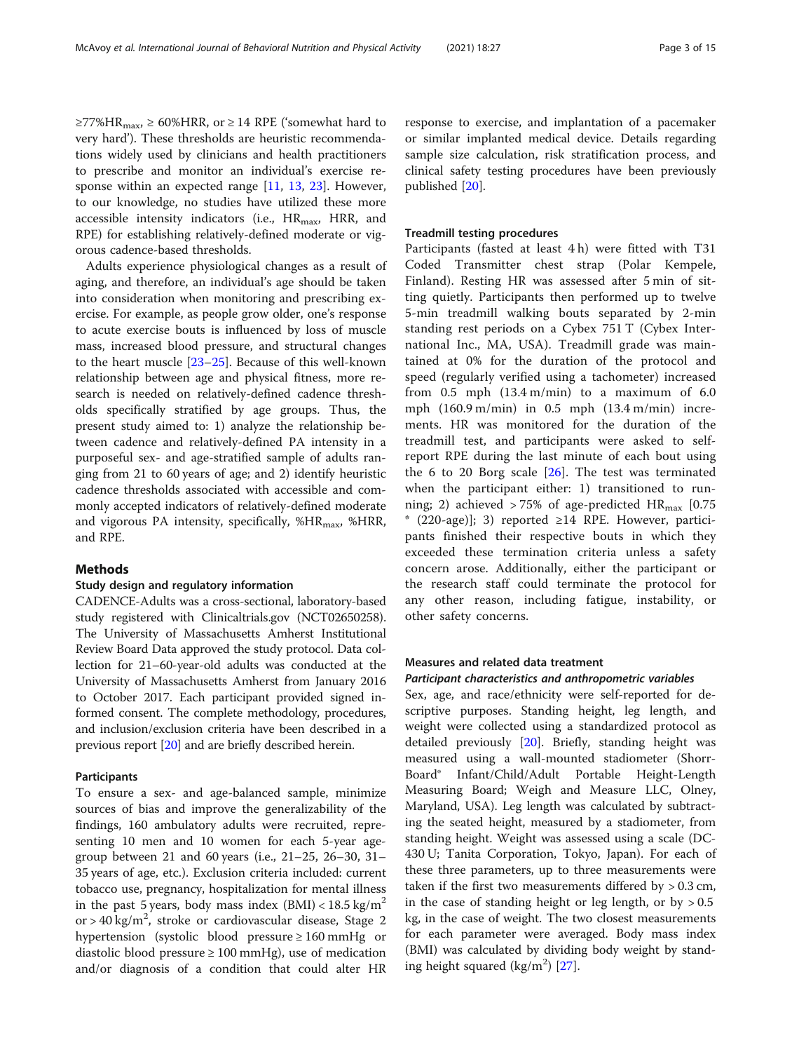≥77%$HR_{max}$, ≥ 60%HRR, or ≥ 14 RPE ('somewhat hard to very hard'). These thresholds are heuristic recommendations widely used by clinicians and health practitioners to prescribe and monitor an individual's exercise response within an expected range [11, 13, 23]. However, to our knowledge, no studies have utilized these more accessible intensity indicators (i.e., $HR_{max}$, HRR, and RPE) for establishing relatively-defined moderate or vigorous cadence-based thresholds.

Adults experience physiological changes as a result of aging, and therefore, an individual's age should be taken into consideration when monitoring and prescribing exercise. For example, as people grow older, one's response to acute exercise bouts is influenced by loss of muscle mass, increased blood pressure, and structural changes to the heart muscle [23–25]. Because of this well-known relationship between age and physical fitness, more research is needed on relatively-defined cadence thresholds specifically stratified by age groups. Thus, the present study aimed to: 1) analyze the relationship between cadence and relatively-defined PA intensity in a purposeful sex- and age-stratified sample of adults ranging from 21 to 60 years of age; and 2) identify heuristic cadence thresholds associated with accessible and commonly accepted indicators of relatively-defined moderate and vigorous PA intensity, specifically, %$HR_{max}$, %HRR, and RPE.

## Methods

### Study design and regulatory information

CADENCE-Adults was a cross-sectional, laboratory-based study registered with Clinicaltrials.gov (NCT02650258). The University of Massachusetts Amherst Institutional Review Board Data approved the study protocol. Data collection for 21–60-year-old adults was conducted at the University of Massachusetts Amherst from January 2016 to October 2017. Each participant provided signed informed consent. The complete methodology, procedures, and inclusion/exclusion criteria have been described in a previous report [20] and are briefly described herein.

### Participants

To ensure a sex- and age-balanced sample, minimize sources of bias and improve the generalizability of the findings, 160 ambulatory adults were recruited, representing 10 men and 10 women for each 5-year age-group between 21 and 60 years (i.e., 21–25, 26–30, 31–35 years of age, etc.). Exclusion criteria included: current tobacco use, pregnancy, hospitalization for mental illness in the past 5 years, body mass index (BMI) < 18.5 kg/m$^2$ or > 40 kg/m$^2$, stroke or cardiovascular disease, Stage 2 hypertension (systolic blood pressure ≥ 160 mmHg or diastolic blood pressure ≥ 100 mmHg), use of medication and/or diagnosis of a condition that could alter HR response to exercise, and implantation of a pacemaker or similar implanted medical device. Details regarding sample size calculation, risk stratification process, and clinical safety testing procedures have been previously published [20].

### Treadmill testing procedures

Participants (fasted at least 4 h) were fitted with T31 Coded Transmitter chest strap (Polar Kempele, Finland). Resting HR was assessed after 5 min of sitting quietly. Participants then performed up to twelve 5-min treadmill walking bouts separated by 2-min standing rest periods on a Cybex 751 T (Cybex International Inc., MA, USA). Treadmill grade was maintained at 0% for the duration of the protocol and speed (regularly verified using a tachometer) increased from 0.5 mph (13.4 m/min) to a maximum of 6.0 mph (160.9 m/min) in 0.5 mph (13.4 m/min) increments. HR was monitored for the duration of the treadmill test, and participants were asked to self-report RPE during the last minute of each bout using the 6 to 20 Borg scale [26]. The test was terminated when the participant either: 1) transitioned to running; 2) achieved > 75% of age-predicted $HR_{max}$ [0.75 * (220-age)]; 3) reported ≥14 RPE. However, participants finished their respective bouts in which they exceeded these termination criteria unless a safety concern arose. Additionally, either the participant or the research staff could terminate the protocol for any other reason, including fatigue, instability, or other safety concerns.

### Measures and related data treatment

#### *Participant characteristics and anthropometric variables*

Sex, age, and race/ethnicity were self-reported for descriptive purposes. Standing height, leg length, and weight were collected using a standardized protocol as detailed previously [20]. Briefly, standing height was measured using a wall-mounted stadiometer (ShorrBoard® Infant/Child/Adult Portable Height-Length Measuring Board; Weigh and Measure LLC, Olney, Maryland, USA). Leg length was calculated by subtracting the seated height, measured by a stadiometer, from standing height. Weight was assessed using a scale (DC-430 U; Tanita Corporation, Tokyo, Japan). For each of these three parameters, up to three measurements were taken if the first two measurements differed by > 0.3 cm, in the case of standing height or leg length, or by > 0.5 kg, in the case of weight. The two closest measurements for each parameter were averaged. Body mass index (BMI) was calculated by dividing body weight by standing height squared (kg/m$^2$) [27].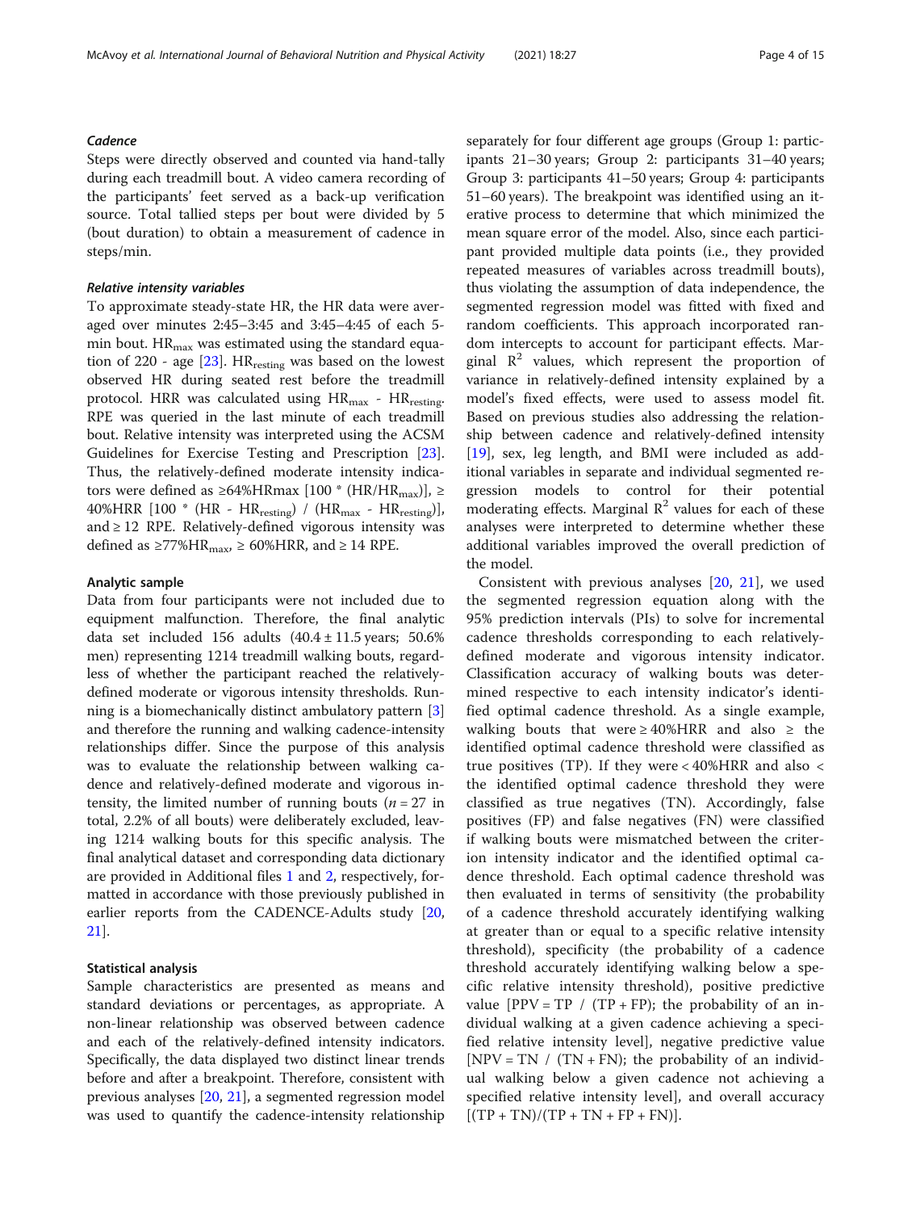### *Cadence*

Steps were directly observed and counted via hand-tally during each treadmill bout. A video camera recording of the participants' feet served as a back-up verification source. Total tallied steps per bout were divided by 5 (bout duration) to obtain a measurement of cadence in steps/min.

### *Relative intensity variables*

To approximate steady-state HR, the HR data were averaged over minutes 2:45–3:45 and 3:45–4:45 of each 5-min bout. $HR_{max}$ was estimated using the standard equation of 220 - age [23]. $HR_{resting}$ was based on the lowest observed HR during seated rest before the treadmill protocol. HRR was calculated using $HR_{max}$ - $HR_{resting}$. RPE was queried in the last minute of each treadmill bout. Relative intensity was interpreted using the ACSM Guidelines for Exercise Testing and Prescription [23]. Thus, the relatively-defined moderate intensity indicators were defined as ≥64%HRmax [$100 * (HR/HR_{max})$], ≥ 40%HRR [$100 * (HR - HR_{resting}) / (HR_{max} - HR_{resting})$], and ≥ 12 RPE. Relatively-defined vigorous intensity was defined as ≥77%$HR_{max}$, ≥ 60%HRR, and ≥ 14 RPE.

### Analytic sample

Data from four participants were not included due to equipment malfunction. Therefore, the final analytic data set included 156 adults (40.4 ± 11.5 years; 50.6% men) representing 1214 treadmill walking bouts, regardless of whether the participant reached the relatively-defined moderate or vigorous intensity thresholds. Running is a biomechanically distinct ambulatory pattern [3] and therefore the running and walking cadence-intensity relationships differ. Since the purpose of this analysis was to evaluate the relationship between walking cadence and relatively-defined moderate and vigorous intensity, the limited number of running bouts ($n = 27$ in total, 2.2% of all bouts) were deliberately excluded, leaving 1214 walking bouts for this specific analysis. The final analytical dataset and corresponding data dictionary are provided in Additional files 1 and 2, respectively, formatted in accordance with those previously published in earlier reports from the CADENCE-Adults study [20, 21].

### Statistical analysis

Sample characteristics are presented as means and standard deviations or percentages, as appropriate. A non-linear relationship was observed between cadence and each of the relatively-defined intensity indicators. Specifically, the data displayed two distinct linear trends before and after a breakpoint. Therefore, consistent with previous analyses [20, 21], a segmented regression model was used to quantify the cadence-intensity relationship separately for four different age groups (Group 1: participants 21–30 years; Group 2: participants 31–40 years; Group 3: participants 41–50 years; Group 4: participants 51–60 years). The breakpoint was identified using an iterative process to determine that which minimized the mean square error of the model. Also, since each participant provided multiple data points (i.e., they provided repeated measures of variables across treadmill bouts), thus violating the assumption of data independence, the segmented regression model was fitted with fixed and random coefficients. This approach incorporated random intercepts to account for participant effects. Marginal $R^2$ values, which represent the proportion of variance in relatively-defined intensity explained by a model's fixed effects, were used to assess model fit. Based on previous studies also addressing the relationship between cadence and relatively-defined intensity [19], sex, leg length, and BMI were included as additional variables in separate and individual segmented regression models to control for their potential moderating effects. Marginal $R^2$ values for each of these analyses were interpreted to determine whether these additional variables improved the overall prediction of the model.

Consistent with previous analyses [20, 21], we used the segmented regression equation along with the 95% prediction intervals (PIs) to solve for incremental cadence thresholds corresponding to each relatively-defined moderate and vigorous intensity indicator. Classification accuracy of walking bouts was determined respective to each intensity indicator's identified optimal cadence threshold. As a single example, walking bouts that were ≥ 40%HRR and also ≥ the identified optimal cadence threshold were classified as true positives (TP). If they were < 40%HRR and also < the identified optimal cadence threshold they were classified as true negatives (TN). Accordingly, false positives (FP) and false negatives (FN) were classified if walking bouts were mismatched between the criterion intensity indicator and the identified optimal cadence threshold. Each optimal cadence threshold was then evaluated in terms of sensitivity (the probability of a cadence threshold accurately identifying walking at greater than or equal to a specific relative intensity threshold), specificity (the probability of a cadence threshold accurately identifying walking below a specific relative intensity threshold), positive predictive value [$PPV = TP / (TP + FP)$; the probability of an individual walking at a given cadence achieving a specified relative intensity level], negative predictive value [$NPV = TN / (TN + FN)$; the probability of an individual walking below a given cadence not achieving a specified relative intensity level], and overall accuracy [$(TP + TN)/(TP + TN + FP + FN)$].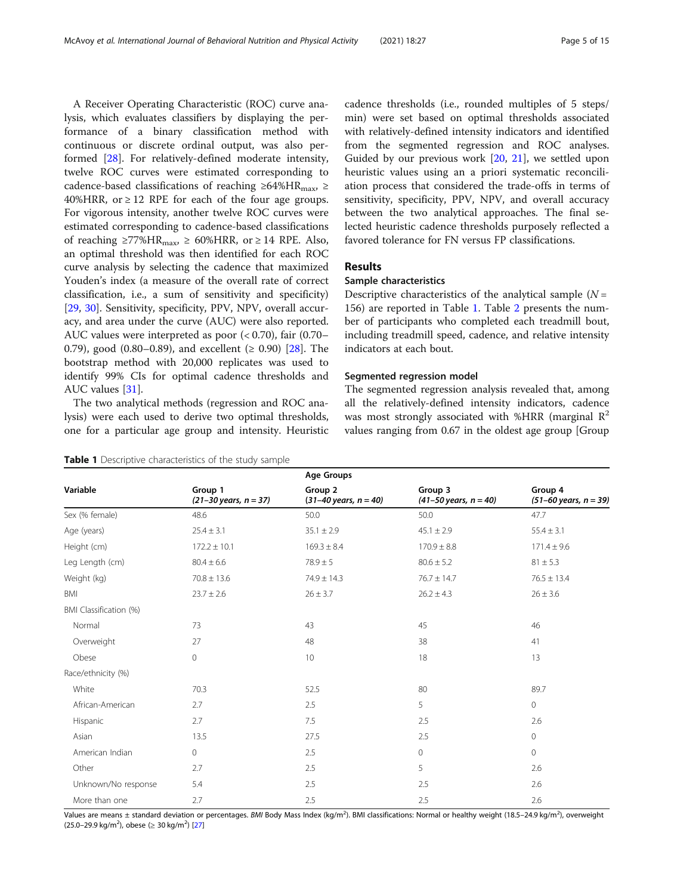A Receiver Operating Characteristic (ROC) curve analysis, which evaluates classifiers by displaying the performance of a binary classification method with continuous or discrete ordinal output, was also performed [28]. For relatively-defined moderate intensity, twelve ROC curves were estimated corresponding to cadence-based classifications of reaching ≥64%$HR_{max}$, ≥ 40%HRR, or ≥ 12 RPE for each of the four age groups. For vigorous intensity, another twelve ROC curves were estimated corresponding to cadence-based classifications of reaching ≥77%$HR_{max}$, ≥ 60%HRR, or ≥ 14 RPE. Also, an optimal threshold was then identified for each ROC curve analysis by selecting the cadence that maximized Youden's index (a measure of the overall rate of correct classification, i.e., a sum of sensitivity and specificity) [29, 30]. Sensitivity, specificity, PPV, NPV, overall accuracy, and area under the curve (AUC) were also reported. AUC values were interpreted as poor (< 0.70), fair (0.70–0.79), good (0.80–0.89), and excellent (≥ 0.90) [28]. The bootstrap method with 20,000 replicates was used to identify 99% CIs for optimal cadence thresholds and AUC values [31].

The two analytical methods (regression and ROC analysis) were each used to derive two optimal thresholds, one for a particular age group and intensity. Heuristic cadence thresholds (i.e., rounded multiples of 5 steps/min) were set based on optimal thresholds associated with relatively-defined intensity indicators and identified from the segmented regression and ROC analyses. Guided by our previous work [20, 21], we settled upon heuristic values using an a priori systematic reconciliation process that considered the trade-offs in terms of sensitivity, specificity, PPV, NPV, and overall accuracy between the two analytical approaches. The final selected heuristic cadence thresholds purposely reflected a favored tolerance for FN versus FP classifications.

## Results

### Sample characteristics

Descriptive characteristics of the analytical sample ($N$ = 156) are reported in Table 1. Table 2 presents the number of participants who completed each treadmill bout, including treadmill speed, cadence, and relative intensity indicators at each bout.

### Segmented regression model

The segmented regression analysis revealed that, among all the relatively-defined intensity indicators, cadence was most strongly associated with %HRR (marginal $R^2$ values ranging from 0.67 in the oldest age group [Group

**Table 1** Descriptive characteristics of the study sample

| Variable | Age Groups | | | |
|---|---|---|---|---|
| | Group 1 *(21–30 years, n = 37)* | Group 2 *(31–40 years, n = 40)* | Group 3 *(41–50 years, n = 40)* | Group 4 *(51–60 years, n = 39)* |
| Sex (% female) | 48.6 | 50.0 | 50.0 | 47.7 |
| Age (years) | 25.4 ± 3.1 | 35.1 ± 2.9 | 45.1 ± 2.9 | 55.4 ± 3.1 |
| Height (cm) | 172.2 ± 10.1 | 169.3 ± 8.4 | 170.9 ± 8.8 | 171.4 ± 9.6 |
| Leg Length (cm) | 80.4 ± 6.6 | 78.9 ± 5 | 80.6 ± 5.2 | 81 ± 5.3 |
| Weight (kg) | 70.8 ± 13.6 | 74.9 ± 14.3 | 76.7 ± 14.7 | 76.5 ± 13.4 |
| BMI | 23.7 ± 2.6 | 26 ± 3.7 | 26.2 ± 4.3 | 26 ± 3.6 |
| BMI Classification (%) | | | | |
| Normal | 73 | 43 | 45 | 46 |
| Overweight | 27 | 48 | 38 | 41 |
| Obese | 0 | 10 | 18 | 13 |
| Race/ethnicity (%) | | | | |
| White | 70.3 | 52.5 | 80 | 89.7 |
| African-American | 2.7 | 2.5 | 5 | 0 |
| Hispanic | 2.7 | 7.5 | 2.5 | 2.6 |
| Asian | 13.5 | 27.5 | 2.5 | 0 |
| American Indian | 0 | 2.5 | 0 | 0 |
| Other | 2.7 | 2.5 | 5 | 2.6 |
| Unknown/No response | 5.4 | 2.5 | 2.5 | 2.6 |
| More than one | 2.7 | 2.5 | 2.5 | 2.6 |

Values are means ± standard deviation or percentages. *BMI* Body Mass Index (kg/$m^2$). BMI classifications: Normal or healthy weight (18.5–24.9 kg/$m^2$), overweight (25.0–29.9 kg/$m^2$), obese (≥ 30 kg/$m^2$) [27]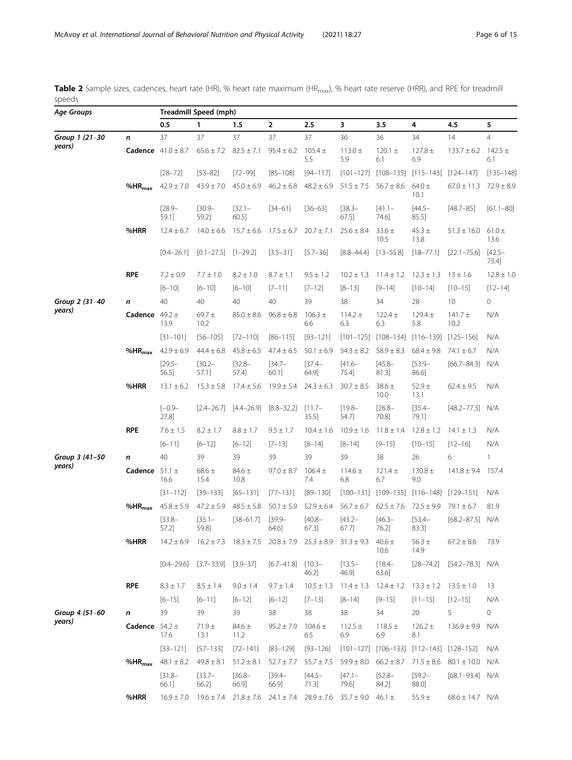**Table 2** Sample sizes, cadences, heart rate (HR), % heart rate maximum ($HR_{max}$), % heart rate reserve (HRR), and RPE for treadmill speeds

| Age Groups | | Treadmill Speed (mph) | | | | | | | | | |
|---|---|---|---|---|---|---|---|---|---|---|---|
| | | 0.5 | 1 | 1.5 | 2 | 2.5 | 3 | 3.5 | 4 | 4.5 | 5 |
| *Group 1 (21–30 years)* | *n* | 37 | 37 | 37 | 37 | 37 | 36 | 36 | 34 | 14 | 4 |
| | **Cadence** | 41.0 ± 8.7 | 65.6 ± 7.2 | 82.5 ± 7.1 | 95.4 ± 6.2 | 105.4 ± 5.5 | 113.0 ± 5.9 | 120.1 ± 6.1 | 127.8 ± 6.9 | 133.7 ± 6.2 | 142.5 ± 6.1 |
| | | [28–72] | [53–82] | [72–99] | [85–108] | [94–117] | [101–127] | [108–135] | [115–143] | [124–147] | [135–148] |
| | **%$HR_{max}$** | 42.9 ± 7.0 | 43.9 ± 7.0 | 45.0 ± 6.9 | 46.2 ± 6.8 | 48.2 ± 6.9 | 51.5 ± 7.5 | 56.7 ± 8.6 | 64.0 ± 10.1 | 67.0 ± 11.3 | 72.9 ± 8.9 |
| | | [28.9–59.1] | [30.9–59.2] | [32.1–60.5] | [34–61] | [36–63] | [38.3–67.5] | [41.1–74.6] | [44.5–85.5] | [48.7–85] | [61.1–80] |
| | **%HRR** | 12.4 ± 6.7 | 14.0 ± 6.6 | 15.7 ± 6.6 | 17.5 ± 6.7 | 20.7 ± 7.1 | 25.6 ± 8.4 | 33.6 ± 10.5 | 45.3 ± 13.8 | 51.3 ± 16.0 | 61.0 ± 13.6 |
| | | [0.4–26.1] | [0.1–27.5] | [1–29.2] | [3.5–31] | [5.7–36] | [8.8–44.4] | [13–55.8] | [18–77.1] | [22.1–75.6] | [42.5–73.4] |
| | **RPE** | 7.2 ± 0.9 | 7.7 ± 1.0 | 8.2 ± 1.0 | 8.7 ± 1.1 | 9.5 ± 1.2 | 10.2 ± 1.3 | 11.4 ± 1.2 | 12.3 ± 1.3 | 13 ± 1.6 | 12.8 ± 1.0 |
| | | [6–10] | [6–10] | [6–10] | [7–11] | [7–12] | [8–13] | [9–14] | [10–14] | [10–15] | [12–14] |
| *Group 2 (31–40 years)* | *n* | 40 | 40 | 40 | 40 | 39 | 38 | 34 | 28 | 10 | 0 |
| | **Cadence** | 49.2 ± 13.9 | 69.7 ± 10.2 | 85.0 ± 8.6 | 96.8 ± 6.8 | 106.3 ± 6.6 | 114.2 ± 6.3 | 122.4 ± 6.3 | 129.4 ± 5.8 | 141.7 ± 10.2 | N/A |
| | | [31–101] | [56–105] | [72–110] | [86–115] | [93–121] | [101–125] | [108–134] | [116–139] | [125–156] | N/A |
| | **%$HR_{max}$** | 42.9 ± 6.9 | 44.4 ± 6.8 | 45.8 ± 6.5 | 47.4 ± 6.5 | 50.1 ± 6.9 | 54.3 ± 8.2 | 58.9 ± 8.3 | 68.4 ± 9.8 | 74.1 ± 6.7 | N/A |
| | | [29.5–56.5] | [30.2–57.1] | [32.8–57.4] | [34.7–60.1] | [37.4–64.9] | [41.6–75.4] | [45.8–81.3] | [53.9–86.6] | [66.7–84.3] | N/A |
| | **%HRR** | 13.1 ± 6.2 | 15.3 ± 5.8 | 17.4 ± 5.6 | 19.9 ± 5.4 | 24.3 ± 6.3 | 30.7 ± 8.5 | 38.6 ± 10.0 | 52.9 ± 13.1 | 62.4 ± 9.5 | N/A |
| | | [−0.9–27.8] | [2.4–26.7] | [4.4–26.9] | [8.8–32.2] | [11.7–35.5] | [19.8–54.7] | [26.8–70.8] | [35.4–79.1] | [48.2–77.3] | N/A |
| | **RPE** | 7.6 ± 1.5 | 8.2 ± 1.7 | 8.8 ± 1.7 | 9.5 ± 1.7 | 10.4 ± 1.6 | 10.9 ± 1.6 | 11.8 ± 1.4 | 12.8 ± 1.2 | 14.1 ± 1.3 | N/A |
| | | [6–11] | [6–12] | [6–12] | [7–13] | [8–14] | [8–14] | [9–15] | [10–15] | [12–16] | N/A |
| *Group 3 (41–50 years)* | *n* | 40 | 39 | 39 | 39 | 39 | 39 | 38 | 26 | 6 | 1 |
| | **Cadence** | 51.1 ± 16.6 | 68.6 ± 15.4 | 84.6 ± 10.8 | 97.0 ± 8.7 | 106.4 ± 7.4 | 114.6 ± 6.8 | 121.4 ± 6.7 | 130.8 ± 9.0 | 141.8 ± 9.4 | 157.4 |
| | | [31–112] | [39–133] | [65–131] | [77–131] | [89–130] | [100–131] | [109–135] | [116–148] | [129–151] | N/A |
| | **%$HR_{max}$** | 45.8 ± 5.9 | 47.2 ± 5.9 | 48.5 ± 5.8 | 50.1 ± 5.9 | 52.9 ± 6.4 | 56.7 ± 6.7 | 62.5 ± 7.6 | 72.5 ± 9.9 | 79.1 ± 6.7 | 81.9 |
| | | [33.8–57.2] | [35.1–59.8] | [38–61.7] | [39.9–64.6] | [40.8–67.3] | [43.2–67.7] | [46.3–76.2] | [53.4–83.3] | [68.2–87.5] | N/A |
| | **%HRR** | 14.2 ± 6.9 | 16.2 ± 7.3 | 18.3 ± 7.5 | 20.8 ± 7.9 | 25.3 ± 8.9 | 31.3 ± 9.3 | 40.6 ± 10.6 | 56.3 ± 14.9 | 67.2 ± 8.6 | 73.9 |
| | | [0.4–29.6] | [3.7–33.9] | [3.9–37] | [6.7–41.8] | [10.3–46.2] | [13.5–46.9] | [18.4–63.6] | [28–74.2] | [54.2–78.3] | N/A |
| | **RPE** | 8.3 ± 1.7 | 8.5 ± 1.4 | 9.0 ± 1.4 | 9.7 ± 1.4 | 10.5 ± 1.3 | 11.4 ± 1.3 | 12.4 ± 1.2 | 13.3 ± 1.2 | 13.5 ± 1.0 | 13 |
| | | [6–15] | [6–11] | [6–12] | [6–12] | [7–13] | [8–14] | [9–15] | [11–15] | [12–15] | N/A |
| *Group 4 (51–60 years)* | *n* | 39 | 39 | 39 | 38 | 38 | 38 | 34 | 20 | 5 | 0 |
| | **Cadence** | 54.2 ± 17.6 | 71.9 ± 13.1 | 84.6 ± 11.2 | 95.2 ± 7.9 | 104.6 ± 6.5 | 112.5 ± 6.9 | 118.5 ± 6.9 | 126.2 ± 8.1 | 136.9 ± 9.9 | N/A |
| | | [33–121] | [57–133] | [72–141] | [83–129] | [93–126] | [101–127] | [106–133] | [112–143] | [128–152] | N/A |
| | **%$HR_{max}$** | 48.1 ± 8.2 | 49.8 ± 8.1 | 51.2 ± 8.1 | 52.7 ± 7.7 | 55.7 ± 7.5 | 59.9 ± 8.0 | 66.2 ± 8.7 | 71.5 ± 8.6 | 80.1 ± 10.0 | N/A |
| | | [31.8–66.1] | [33.7–66.2] | [36.8–66.9] | [39.4–66.9] | [44.5–71.3] | [47.1–79.6] | [52.8–84.2] | [59.2–88.0] | [68.1–93.4] | N/A |
| | **%HRR** | 16.9 ± 7.0 | 19.6 ± 7.4 | 21.8 ± 7.6 | 24.1 ± 7.4 | 28.9 ± 7.6 | 35.7 ± 9.0 | 46.1 ± | 55.9 ± | 68.6 ± 14.7 | N/A |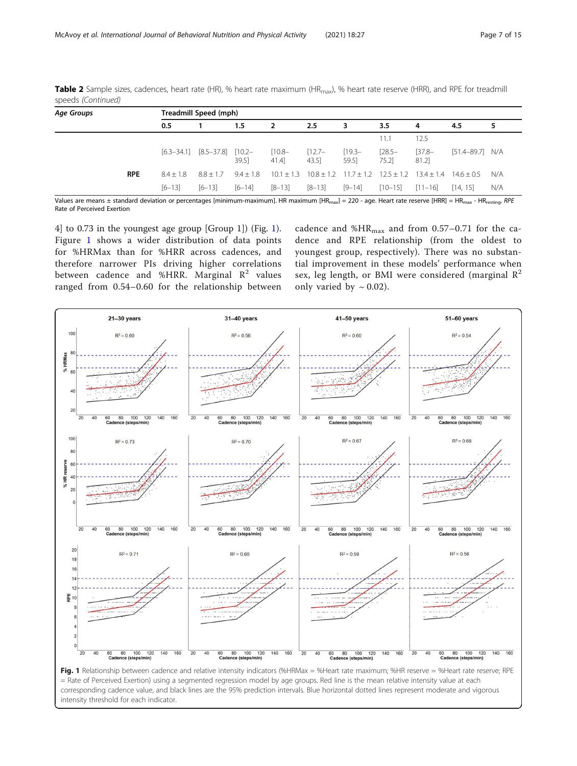**Table 2** Sample sizes, cadences, heart rate (HR), % heart rate maximum ($HR_{max}$), % heart rate reserve (HRR), and RPE for treadmill speeds *(Continued)*

| *Age Groups* | | Treadmill Speed (mph) | | | | | | | | | |
|---|---|---|---|---|---|---|---|---|---|---|---|
| | | 0.5 | 1 | 1.5 | 2 | 2.5 | 3 | 3.5 | 4 | 4.5 | 5 |
| | | | | | | | | 11.1 | 12.5 | | |
| | | [6.3–34.1] | [8.5–37.8] | [10.2–39.5] | [10.8–41.4] | [12.7–43.5] | [19.3–59.5] | [28.5–75.2] | [37.8–81.2] | [51.4–89.7] | N/A |
| | **RPE** | 8.4 ± 1.8 | 8.8 ± 1.7 | 9.4 ± 1.8 | 10.1 ± 1.3 | 10.8 ± 1.2 | 11.7 ± 1.2 | 12.5 ± 1.2 | 13.4 ± 1.4 | 14.6 ± 0.5 | N/A |
| | | [6–13] | [6–13] | [6–14] | [8–13] | [8–13] | [9–14] | [10–15] | [11–16] | [14, 15] | N/A |

Values are means ± standard deviation or percentages [minimum-maximum]. HR maximum [$HR_{max}$] = 220 - age. Heart rate reserve [HRR] = $HR_{max}$ - $HR_{resting}$. *RPE* Rate of Perceived Exertion

4] to 0.73 in the youngest age group [Group 1]) (Fig. 1). Figure 1 shows a wider distribution of data points for %HRMax than for %HRR across cadences, and therefore narrower PIs driving higher correlations between cadence and %HRR. Marginal $R^2$ values ranged from 0.54–0.60 for the relationship between cadence and $\%HR_{max}$ and from 0.57–0.71 for the cadence and RPE relationship (from the oldest to youngest group, respectively). There was no substantial improvement in these models' performance when sex, leg length, or BMI were considered (marginal $R^2$ only varied by ~ 0.02).

**Fig. 1** Relationship between cadence and relative intensity indicators (%HRMax = %Heart rate maximum; %HR reserve = %Heart rate reserve; RPE = Rate of Perceived Exertion) using a segmented regression model by age groups. Red line is the mean relative intensity value at each corresponding cadence value, and black lines are the 95% prediction intervals. Blue horizontal dotted lines represent moderate and vigorous intensity threshold for each indicator.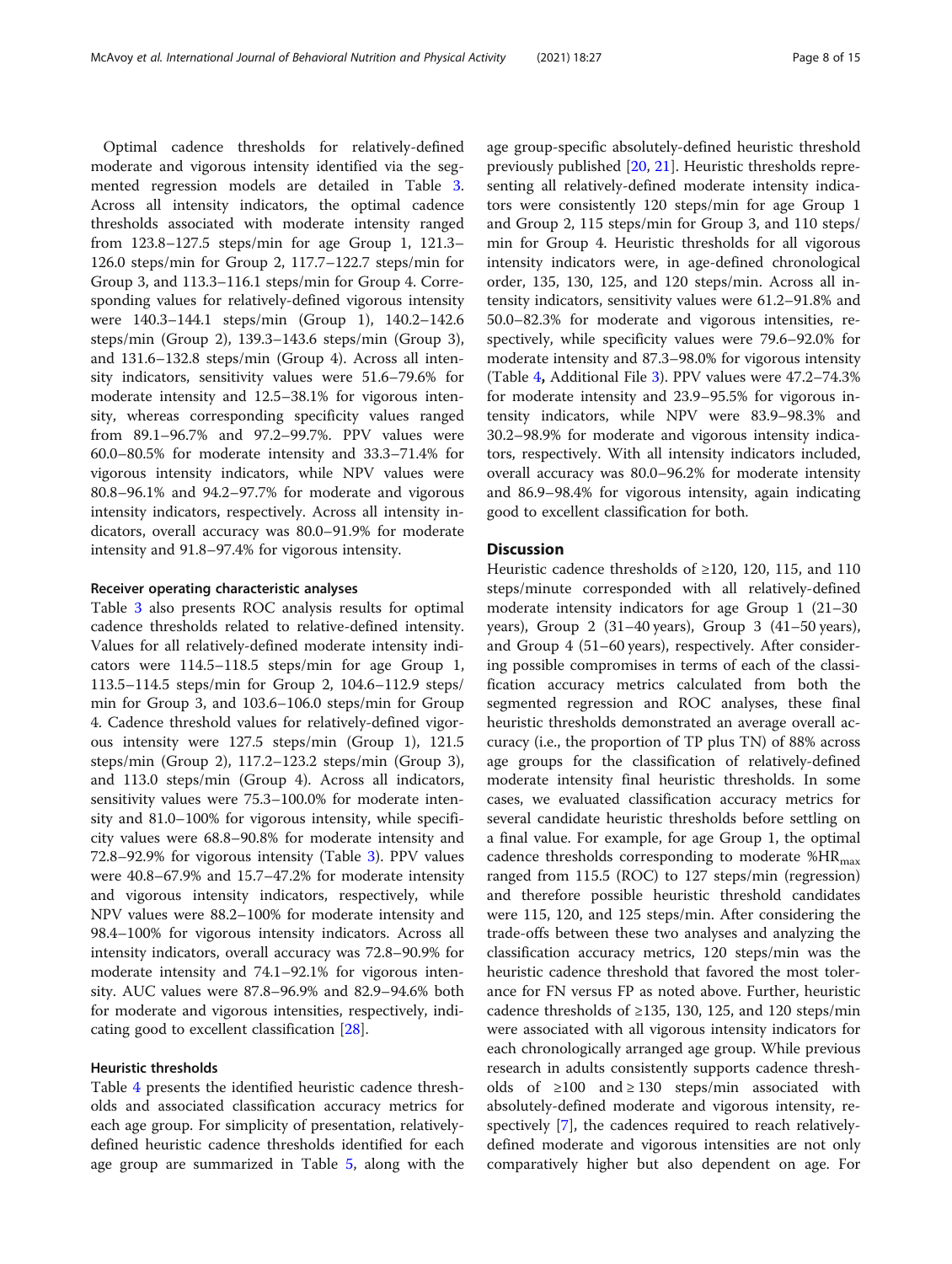Optimal cadence thresholds for relatively-defined moderate and vigorous intensity identified via the segmented regression models are detailed in Table 3. Across all intensity indicators, the optimal cadence thresholds associated with moderate intensity ranged from 123.8–127.5 steps/min for age Group 1, 121.3–126.0 steps/min for Group 2, 117.7–122.7 steps/min for Group 3, and 113.3–116.1 steps/min for Group 4. Corresponding values for relatively-defined vigorous intensity were 140.3–144.1 steps/min (Group 1), 140.2–142.6 steps/min (Group 2), 139.3–143.6 steps/min (Group 3), and 131.6–132.8 steps/min (Group 4). Across all intensity indicators, sensitivity values were 51.6–79.6% for moderate intensity and 12.5–38.1% for vigorous intensity, whereas corresponding specificity values ranged from 89.1–96.7% and 97.2–99.7%. PPV values were 60.0–80.5% for moderate intensity and 33.3–71.4% for vigorous intensity indicators, while NPV values were 80.8–96.1% and 94.2–97.7% for moderate and vigorous intensity indicators, respectively. Across all intensity indicators, overall accuracy was 80.0–91.9% for moderate intensity and 91.8–97.4% for vigorous intensity.

#### Receiver operating characteristic analyses

Table 3 also presents ROC analysis results for optimal cadence thresholds related to relative-defined intensity. Values for all relatively-defined moderate intensity indicators were 114.5–118.5 steps/min for age Group 1, 113.5–114.5 steps/min for Group 2, 104.6–112.9 steps/min for Group 3, and 103.6–106.0 steps/min for Group 4. Cadence threshold values for relatively-defined vigorous intensity were 127.5 steps/min (Group 1), 121.5 steps/min (Group 2), 117.2–123.2 steps/min (Group 3), and 113.0 steps/min (Group 4). Across all indicators, sensitivity values were 75.3–100.0% for moderate intensity and 81.0–100% for vigorous intensity, while specificity values were 68.8–90.8% for moderate intensity and 72.8–92.9% for vigorous intensity (Table 3). PPV values were 40.8–67.9% and 15.7–47.2% for moderate intensity and vigorous intensity indicators, respectively, while NPV values were 88.2–100% for moderate intensity and 98.4–100% for vigorous intensity indicators. Across all intensity indicators, overall accuracy was 72.8–90.9% for moderate intensity and 74.1–92.1% for vigorous intensity. AUC values were 87.8–96.9% and 82.9–94.6% both for moderate and vigorous intensities, respectively, indicating good to excellent classification [28].

#### Heuristic thresholds

Table 4 presents the identified heuristic cadence thresholds and associated classification accuracy metrics for each age group. For simplicity of presentation, relatively-defined heuristic cadence thresholds identified for each age group are summarized in Table 5, along with the age group-specific absolutely-defined heuristic threshold previously published [20, 21]. Heuristic thresholds representing all relatively-defined moderate intensity indicators were consistently 120 steps/min for age Group 1 and Group 2, 115 steps/min for Group 3, and 110 steps/min for Group 4. Heuristic thresholds for all vigorous intensity indicators were, in age-defined chronological order, 135, 130, 125, and 120 steps/min. Across all intensity indicators, sensitivity values were 61.2–91.8% and 50.0–82.3% for moderate and vigorous intensities, respectively, while specificity values were 79.6–92.0% for moderate intensity and 87.3–98.0% for vigorous intensity (Table 4, Additional File 3). PPV values were 47.2–74.3% for moderate intensity and 23.9–95.5% for vigorous intensity indicators, while NPV were 83.9–98.3% and 30.2–98.9% for moderate and vigorous intensity indicators, respectively. With all intensity indicators included, overall accuracy was 80.0–96.2% for moderate intensity and 86.9–98.4% for vigorous intensity, again indicating good to excellent classification for both.

## Discussion

Heuristic cadence thresholds of ≥120, 120, 115, and 110 steps/minute corresponded with all relatively-defined moderate intensity indicators for age Group 1 (21–30 years), Group 2 (31–40 years), Group 3 (41–50 years), and Group 4 (51–60 years), respectively. After considering possible compromises in terms of each of the classification accuracy metrics calculated from both the segmented regression and ROC analyses, these final heuristic thresholds demonstrated an average overall accuracy (i.e., the proportion of TP plus TN) of 88% across age groups for the classification of relatively-defined moderate intensity final heuristic thresholds. In some cases, we evaluated classification accuracy metrics for several candidate heuristic thresholds before settling on a final value. For example, for age Group 1, the optimal cadence thresholds corresponding to moderate $\%HR_{max}$ ranged from 115.5 (ROC) to 127 steps/min (regression) and therefore possible heuristic threshold candidates were 115, 120, and 125 steps/min. After considering the trade-offs between these two analyses and analyzing the classification accuracy metrics, 120 steps/min was the heuristic cadence threshold that favored the most tolerance for FN versus FP as noted above. Further, heuristic cadence thresholds of ≥135, 130, 125, and 120 steps/min were associated with all vigorous intensity indicators for each chronologically arranged age group. While previous research in adults consistently supports cadence thresholds of ≥100 and ≥130 steps/min associated with absolutely-defined moderate and vigorous intensity, respectively [7], the cadences required to reach relatively-defined moderate and vigorous intensities are not only comparatively higher but also dependent on age. For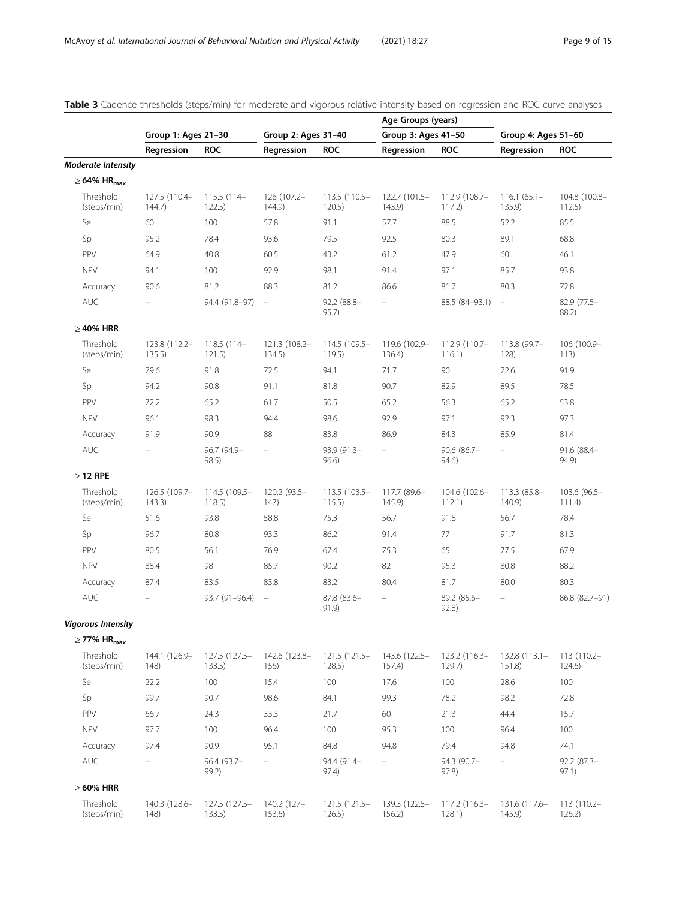**Table 3** Cadence thresholds (steps/min) for moderate and vigorous relative intensity based on regression and ROC curve analyses

| | Age Groups (years) | | | | | | | |
|---|---|---|---|---|---|---|---|---|
| | Group 1: Ages 21–30 | | Group 2: Ages 31–40 | | Group 3: Ages 41–50 | | Group 4: Ages 51–60 | |
| | Regression | ROC | Regression | ROC | Regression | ROC | Regression | ROC |
| ***Moderate Intensity*** | | | | | | | | |
| **≥ 64% $HR_{max}$** | | | | | | | | |
| Threshold (steps/min) | 127.5 (110.4–144.7) | 115.5 (114–122.5) | 126 (107.2–144.9) | 113.5 (110.5–120.5) | 122.7 (101.5–143.9) | 112.9 (108.7–117.2) | 116.1 (65.1–135.9) | 104.8 (100.8–112.5) |
| Se | 60 | 100 | 57.8 | 91.1 | 57.7 | 88.5 | 52.2 | 85.5 |
| Sp | 95.2 | 78.4 | 93.6 | 79.5 | 92.5 | 80.3 | 89.1 | 68.8 |
| PPV | 64.9 | 40.8 | 60.5 | 43.2 | 61.2 | 47.9 | 60 | 46.1 |
| NPV | 94.1 | 100 | 92.9 | 98.1 | 91.4 | 97.1 | 85.7 | 93.8 |
| Accuracy | 90.6 | 81.2 | 88.3 | 81.2 | 86.6 | 81.7 | 80.3 | 72.8 |
| AUC | – | 94.4 (91.8–97) | – | 92.2 (88.8–95.7) | – | 88.5 (84–93.1) | – | 82.9 (77.5–88.2) |
| **≥ 40% HRR** | | | | | | | | |
| Threshold (steps/min) | 123.8 (112.2–135.5) | 118.5 (114–121.5) | 121.3 (108.2–134.5) | 114.5 (109.5–119.5) | 119.6 (102.9–136.4) | 112.9 (110.7–116.1) | 113.8 (99.7–128) | 106 (100.9–113) |
| Se | 79.6 | 91.8 | 72.5 | 94.1 | 71.7 | 90 | 72.6 | 91.9 |
| Sp | 94.2 | 90.8 | 91.1 | 81.8 | 90.7 | 82.9 | 89.5 | 78.5 |
| PPV | 72.2 | 65.2 | 61.7 | 50.5 | 65.2 | 56.3 | 65.2 | 53.8 |
| NPV | 96.1 | 98.3 | 94.4 | 98.6 | 92.9 | 97.1 | 92.3 | 97.3 |
| Accuracy | 91.9 | 90.9 | 88 | 83.8 | 86.9 | 84.3 | 85.9 | 81.4 |
| AUC | – | 96.7 (94.9–98.5) | – | 93.9 (91.3–96.6) | – | 90.6 (86.7–94.6) | – | 91.6 (88.4–94.9) |
| **≥ 12 RPE** | | | | | | | | |
| Threshold (steps/min) | 126.5 (109.7–143.3) | 114.5 (109.5–118.5) | 120.2 (93.5–147) | 113.5 (103.5–115.5) | 117.7 (89.6–145.9) | 104.6 (102.6–112.1) | 113.3 (85.8–140.9) | 103.6 (96.5–111.4) |
| Se | 51.6 | 93.8 | 58.8 | 75.3 | 56.7 | 91.8 | 56.7 | 78.4 |
| Sp | 96.7 | 80.8 | 93.3 | 86.2 | 91.4 | 77 | 91.7 | 81.3 |
| PPV | 80.5 | 56.1 | 76.9 | 67.4 | 75.3 | 65 | 77.5 | 67.9 |
| NPV | 88.4 | 98 | 85.7 | 90.2 | 82 | 95.3 | 80.8 | 88.2 |
| Accuracy | 87.4 | 83.5 | 83.8 | 83.2 | 80.4 | 81.7 | 80.0 | 80.3 |
| AUC | – | 93.7 (91–96.4) | – | 87.8 (83.6–91.9) | – | 89.2 (85.6–92.8) | – | 86.8 (82.7–91) |
| ***Vigorous Intensity*** | | | | | | | | |
| **≥ 77% $HR_{max}$** | | | | | | | | |
| Threshold (steps/min) | 144.1 (126.9–148) | 127.5 (127.5–133.5) | 142.6 (123.8–156) | 121.5 (121.5–128.5) | 143.6 (122.5–157.4) | 123.2 (116.3–129.7) | 132.8 (113.1–151.8) | 113 (110.2–124.6) |
| Se | 22.2 | 100 | 15.4 | 100 | 17.6 | 100 | 28.6 | 100 |
| Sp | 99.7 | 90.7 | 98.6 | 84.1 | 99.3 | 78.2 | 98.2 | 72.8 |
| PPV | 66.7 | 24.3 | 33.3 | 21.7 | 60 | 21.3 | 44.4 | 15.7 |
| NPV | 97.7 | 100 | 96.4 | 100 | 95.3 | 100 | 96.4 | 100 |
| Accuracy | 97.4 | 90.9 | 95.1 | 84.8 | 94.8 | 79.4 | 94.8 | 74.1 |
| AUC | – | 96.4 (93.7–99.2) | – | 94.4 (91.4–97.4) | – | 94.3 (90.7–97.8) | – | 92.2 (87.3–97.1) |
| **≥ 60% HRR** | | | | | | | | |
| Threshold (steps/min) | 140.3 (128.6–148) | 127.5 (127.5–133.5) | 140.2 (127–153.6) | 121.5 (121.5–126.5) | 139.3 (122.5–156.2) | 117.2 (116.3–128.1) | 131.6 (117.6–145.9) | 113 (110.2–126.2) |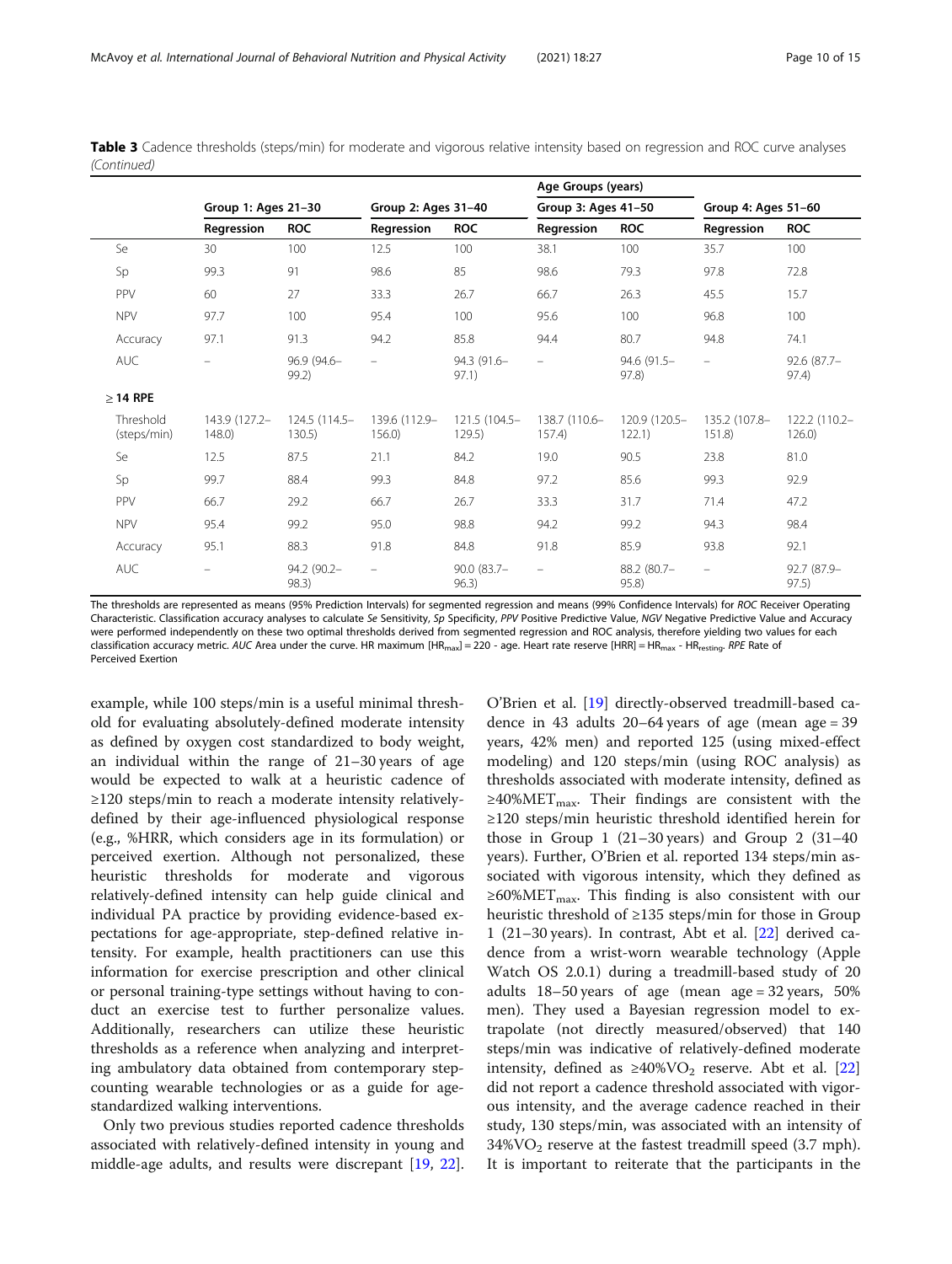**Table 3** Cadence thresholds (steps/min) for moderate and vigorous relative intensity based on regression and ROC curve analyses *(Continued)*

| | Age Groups (years) | | | | | | | |
|---|---|---|---|---|---|---|---|---|
| | Group 1: Ages 21–30 | | Group 2: Ages 31–40 | | Group 3: Ages 41–50 | | Group 4: Ages 51–60 | |
| | Regression | ROC | Regression | ROC | Regression | ROC | Regression | ROC |
| Se | 30 | 100 | 12.5 | 100 | 38.1 | 100 | 35.7 | 100 |
| Sp | 99.3 | 91 | 98.6 | 85 | 98.6 | 79.3 | 97.8 | 72.8 |
| PPV | 60 | 27 | 33.3 | 26.7 | 66.7 | 26.3 | 45.5 | 15.7 |
| NPV | 97.7 | 100 | 95.4 | 100 | 95.6 | 100 | 96.8 | 100 |
| Accuracy | 97.1 | 91.3 | 94.2 | 85.8 | 94.4 | 80.7 | 94.8 | 74.1 |
| AUC | – | 96.9 (94.6–99.2) | – | 94.3 (91.6–97.1) | – | 94.6 (91.5–97.8) | – | 92.6 (87.7–97.4) |
| **≥ 14 RPE** | | | | | | | | |
| Threshold (steps/min) | 143.9 (127.2–148.0) | 124.5 (114.5–130.5) | 139.6 (112.9–156.0) | 121.5 (104.5–129.5) | 138.7 (110.6–157.4) | 120.9 (120.5–122.1) | 135.2 (107.8–151.8) | 122.2 (110.2–126.0) |
| Se | 12.5 | 87.5 | 21.1 | 84.2 | 19.0 | 90.5 | 23.8 | 81.0 |
| Sp | 99.7 | 88.4 | 99.3 | 84.8 | 97.2 | 85.6 | 99.3 | 92.9 |
| PPV | 66.7 | 29.2 | 66.7 | 26.7 | 33.3 | 31.7 | 71.4 | 47.2 |
| NPV | 95.4 | 99.2 | 95.0 | 98.8 | 94.2 | 99.2 | 94.3 | 98.4 |
| Accuracy | 95.1 | 88.3 | 91.8 | 84.8 | 91.8 | 85.9 | 93.8 | 92.1 |
| AUC | – | 94.2 (90.2–98.3) | – | 90.0 (83.7–96.3) | – | 88.2 (80.7–95.8) | – | 92.7 (87.9–97.5) |

The thresholds are represented as means (95% Prediction Intervals) for segmented regression and means (99% Confidence Intervals) for *ROC* Receiver Operating Characteristic. Classification accuracy analyses to calculate *Se* Sensitivity, *Sp* Specificity, *PPV* Positive Predictive Value, *NGV* Negative Predictive Value and Accuracy were performed independently on these two optimal thresholds derived from segmented regression and ROC analysis, therefore yielding two values for each classification accuracy metric. *AUC* Area under the curve. HR maximum [$HR_{max}$] = 220 - age. Heart rate reserve [HRR] = $HR_{max}$ - $HR_{resting}$. *RPE* Rate of Perceived Exertion

example, while 100 steps/min is a useful minimal threshold for evaluating absolutely-defined moderate intensity as defined by oxygen cost standardized to body weight, an individual within the range of 21–30 years of age would be expected to walk at a heuristic cadence of ≥120 steps/min to reach a moderate intensity relatively-defined by their age-influenced physiological response (e.g., %HRR, which considers age in its formulation) or perceived exertion. Although not personalized, these heuristic thresholds for moderate and vigorous relatively-defined intensity can help guide clinical and individual PA practice by providing evidence-based expectations for age-appropriate, step-defined relative intensity. For example, health practitioners can use this information for exercise prescription and other clinical or personal training-type settings without having to conduct an exercise test to further personalize values. Additionally, researchers can utilize these heuristic thresholds as a reference when analyzing and interpreting ambulatory data obtained from contemporary step-counting wearable technologies or as a guide for age-standardized walking interventions.

Only two previous studies reported cadence thresholds associated with relatively-defined intensity in young and middle-age adults, and results were discrepant [19, 22]. O'Brien et al. [19] directly-observed treadmill-based cadence in 43 adults 20–64 years of age (mean age = 39 years, 42% men) and reported 125 (using mixed-effect modeling) and 120 steps/min (using ROC analysis) as thresholds associated with moderate intensity, defined as ≥40%$MET_{max}$. Their findings are consistent with the ≥120 steps/min heuristic threshold identified herein for those in Group 1 (21–30 years) and Group 2 (31–40 years). Further, O'Brien et al. reported 134 steps/min associated with vigorous intensity, which they defined as ≥60%$MET_{max}$. This finding is also consistent with our heuristic threshold of ≥135 steps/min for those in Group 1 (21–30 years). In contrast, Abt et al. [22] derived cadence from a wrist-worn wearable technology (Apple Watch OS 2.0.1) during a treadmill-based study of 20 adults 18–50 years of age (mean age = 32 years, 50% men). They used a Bayesian regression model to extrapolate (not directly measured/observed) that 140 steps/min was indicative of relatively-defined moderate intensity, defined as ≥40%$VO_2$ reserve. Abt et al. [22] did not report a cadence threshold associated with vigorous intensity, and the average cadence reached in their study, 130 steps/min, was associated with an intensity of 34%$VO_2$ reserve at the fastest treadmill speed (3.7 mph). It is important to reiterate that the participants in the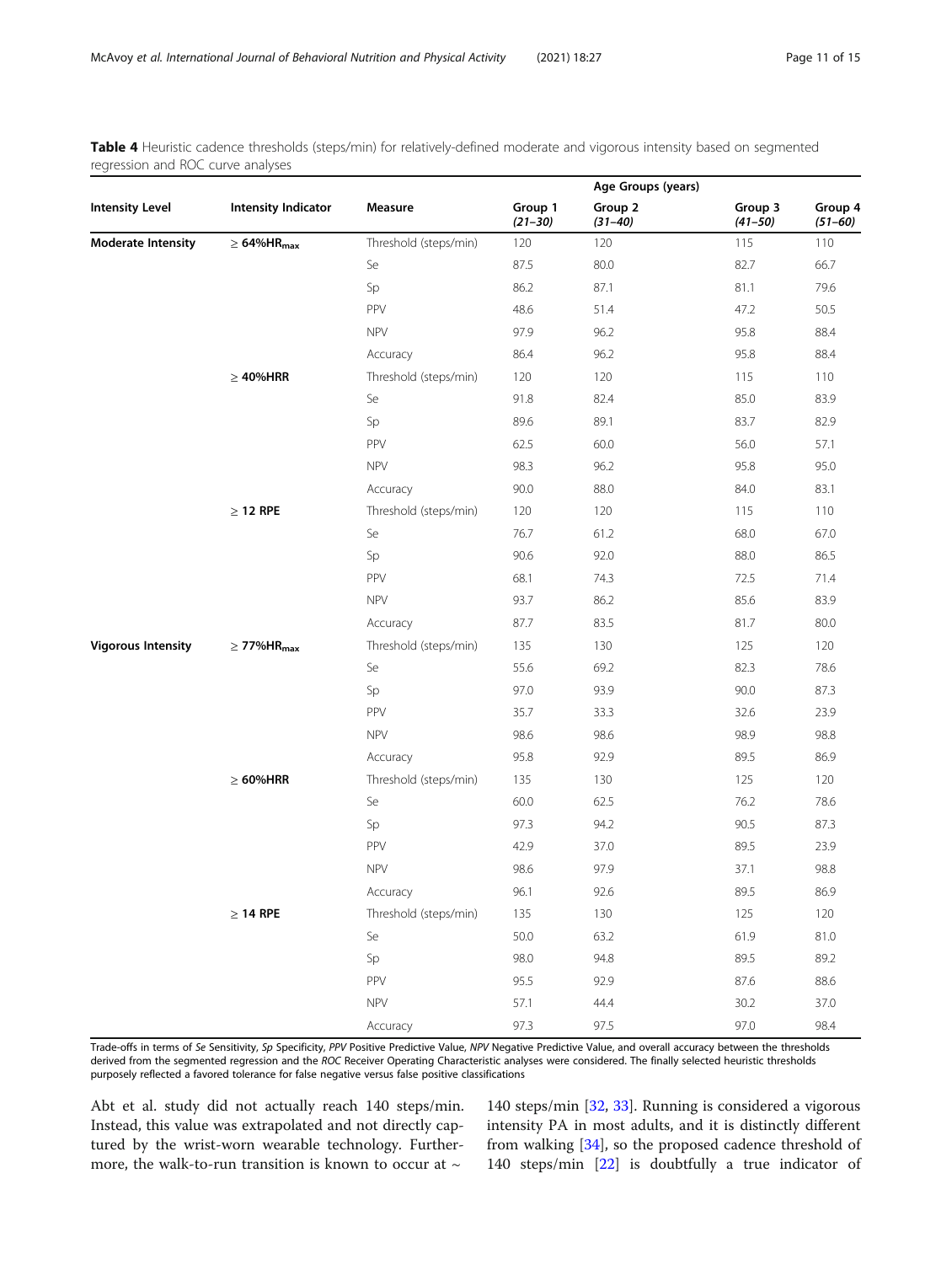**Table 4** Heuristic cadence thresholds (steps/min) for relatively-defined moderate and vigorous intensity based on segmented regression and ROC curve analyses

| Intensity Level | Intensity Indicator | Measure | Age Groups (years) | | | |
|---|---|---|---|---|---|---|
| | | | Group 1 *(21–30)* | Group 2 *(31–40)* | Group 3 *(41–50)* | Group 4 *(51–60)* |
| **Moderate Intensity** | **≥ 64%$HR_{max}$** | Threshold (steps/min) | 120 | 120 | 115 | 110 |
| | | Se | 87.5 | 80.0 | 82.7 | 66.7 |
| | | Sp | 86.2 | 87.1 | 81.1 | 79.6 |
| | | PPV | 48.6 | 51.4 | 47.2 | 50.5 |
| | | NPV | 97.9 | 96.2 | 95.8 | 88.4 |
| | | Accuracy | 86.4 | 96.2 | 95.8 | 88.4 |
| | **≥ 40%HRR** | Threshold (steps/min) | 120 | 120 | 115 | 110 |
| | | Se | 91.8 | 82.4 | 85.0 | 83.9 |
| | | Sp | 89.6 | 89.1 | 83.7 | 82.9 |
| | | PPV | 62.5 | 60.0 | 56.0 | 57.1 |
| | | NPV | 98.3 | 96.2 | 95.8 | 95.0 |
| | | Accuracy | 90.0 | 88.0 | 84.0 | 83.1 |
| | **≥ 12 RPE** | Threshold (steps/min) | 120 | 120 | 115 | 110 |
| | | Se | 76.7 | 61.2 | 68.0 | 67.0 |
| | | Sp | 90.6 | 92.0 | 88.0 | 86.5 |
| | | PPV | 68.1 | 74.3 | 72.5 | 71.4 |
| | | NPV | 93.7 | 86.2 | 85.6 | 83.9 |
| | | Accuracy | 87.7 | 83.5 | 81.7 | 80.0 |
| **Vigorous Intensity** | **≥ 77%$HR_{max}$** | Threshold (steps/min) | 135 | 130 | 125 | 120 |
| | | Se | 55.6 | 69.2 | 82.3 | 78.6 |
| | | Sp | 97.0 | 93.9 | 90.0 | 87.3 |
| | | PPV | 35.7 | 33.3 | 32.6 | 23.9 |
| | | NPV | 98.6 | 98.6 | 98.9 | 98.8 |
| | | Accuracy | 95.8 | 92.9 | 89.5 | 86.9 |
| | **≥ 60%HRR** | Threshold (steps/min) | 135 | 130 | 125 | 120 |
| | | Se | 60.0 | 62.5 | 76.2 | 78.6 |
| | | Sp | 97.3 | 94.2 | 90.5 | 87.3 |
| | | PPV | 42.9 | 37.0 | 89.5 | 23.9 |
| | | NPV | 98.6 | 97.9 | 37.1 | 98.8 |
| | | Accuracy | 96.1 | 92.6 | 89.5 | 86.9 |
| | **≥ 14 RPE** | Threshold (steps/min) | 135 | 130 | 125 | 120 |
| | | Se | 50.0 | 63.2 | 61.9 | 81.0 |
| | | Sp | 98.0 | 94.8 | 89.5 | 89.2 |
| | | PPV | 95.5 | 92.9 | 87.6 | 88.6 |
| | | NPV | 57.1 | 44.4 | 30.2 | 37.0 |
| | | Accuracy | 97.3 | 97.5 | 97.0 | 98.4 |

Trade-offs in terms of *Se* Sensitivity, *Sp* Specificity, *PPV* Positive Predictive Value, *NPV* Negative Predictive Value, and overall accuracy between the thresholds derived from the segmented regression and the *ROC* Receiver Operating Characteristic analyses were considered. The finally selected heuristic thresholds purposely reflected a favored tolerance for false negative versus false positive classifications

Abt et al. study did not actually reach 140 steps/min. Instead, this value was extrapolated and not directly captured by the wrist-worn wearable technology. Furthermore, the walk-to-run transition is known to occur at ~ 140 steps/min [32, 33]. Running is considered a vigorous intensity PA in most adults, and it is distinctly different from walking [34], so the proposed cadence threshold of 140 steps/min [22] is doubtfully a true indicator of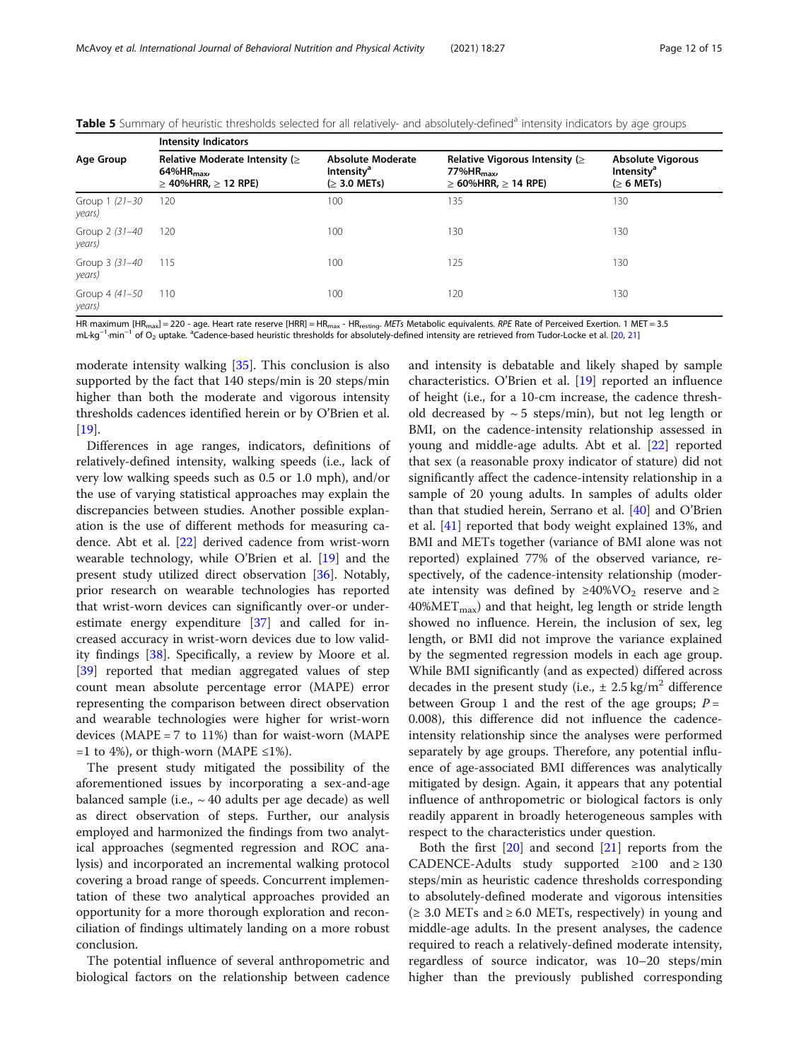**Table 5** Summary of heuristic thresholds selected for all relatively- and absolutely-defined[a] intensity indicators by age groups

| Age Group | Intensity Indicators | | | |
|---|---|---|---|---|
| | Relative Moderate Intensity (≥ 64%$HR_{max}$, ≥ 40%HRR, ≥ 12 RPE) | Absolute Moderate Intensity[a] (≥ 3.0 METs) | Relative Vigorous Intensity (≥ 77%$HR_{max}$, ≥ 60%HRR, ≥ 14 RPE) | Absolute Vigorous Intensity[a] (≥ 6 METs) |
| Group 1 *(21–30 years)* | 120 | 100 | 135 | 130 |
| Group 2 *(31–40 years)* | 120 | 100 | 130 | 130 |
| Group 3 *(31–40 years)* | 115 | 100 | 125 | 130 |
| Group 4 *(41–50 years)* | 110 | 100 | 120 | 130 |

HR maximum [$HR_{max}$] = 220 - age. Heart rate reserve [HRR] = $HR_{max}$ - $HR_{resting}$. *METs* Metabolic equivalents. *RPE* Rate of Perceived Exertion. 1 MET = 3.5 $mL \cdot kg^{-1} \cdot min^{-1}$ of $O_2$ uptake. [a]Cadence-based heuristic thresholds for absolutely-defined intensity are retrieved from Tudor-Locke et al. [20, 21]

moderate intensity walking [35]. This conclusion is also supported by the fact that 140 steps/min is 20 steps/min higher than both the moderate and vigorous intensity thresholds cadences identified herein or by O'Brien et al. [19].

Differences in age ranges, indicators, definitions of relatively-defined intensity, walking speeds (i.e., lack of very low walking speeds such as 0.5 or 1.0 mph), and/or the use of varying statistical approaches may explain the discrepancies between studies. Another possible explanation is the use of different methods for measuring cadence. Abt et al. [22] derived cadence from wrist-worn wearable technology, while O'Brien et al. [19] and the present study utilized direct observation [36]. Notably, prior research on wearable technologies has reported that wrist-worn devices can significantly over-or underestimate energy expenditure [37] and called for increased accuracy in wrist-worn devices due to low validity findings [38]. Specifically, a review by Moore et al. [39] reported that median aggregated values of step count mean absolute percentage error (MAPE) error representing the comparison between direct observation and wearable technologies were higher for wrist-worn devices (MAPE = 7 to 11%) than for waist-worn (MAPE =1 to 4%), or thigh-worn (MAPE ≤1%).

The present study mitigated the possibility of the aforementioned issues by incorporating a sex-and-age balanced sample (i.e., ~ 40 adults per age decade) as well as direct observation of steps. Further, our analysis employed and harmonized the findings from two analytical approaches (segmented regression and ROC analysis) and incorporated an incremental walking protocol covering a broad range of speeds. Concurrent implementation of these two analytical approaches provided an opportunity for a more thorough exploration and reconciliation of findings ultimately landing on a more robust conclusion.

The potential influence of several anthropometric and biological factors on the relationship between cadence and intensity is debatable and likely shaped by sample characteristics. O'Brien et al. [19] reported an influence of height (i.e., for a 10-cm increase, the cadence threshold decreased by ~ 5 steps/min), but not leg length or BMI, on the cadence-intensity relationship assessed in young and middle-age adults. Abt et al. [22] reported that sex (a reasonable proxy indicator of stature) did not significantly affect the cadence-intensity relationship in a sample of 20 young adults. In samples of adults older than that studied herein, Serrano et al. [40] and O'Brien et al. [41] reported that body weight explained 13%, and BMI and METs together (variance of BMI alone was not reported) explained 77% of the observed variance, respectively, of the cadence-intensity relationship (moderate intensity was defined by ≥40%$VO_2$ reserve and ≥ 40%$MET_{max}$) and that height, leg length or stride length showed no influence. Herein, the inclusion of sex, leg length, or BMI did not improve the variance explained by the segmented regression models in each age group. While BMI significantly (and as expected) differed across decades in the present study (i.e., ± 2.5 $kg/m^2$ difference between Group 1 and the rest of the age groups; $P = 0.008$), this difference did not influence the cadence-intensity relationship since the analyses were performed separately by age groups. Therefore, any potential influence of age-associated BMI differences was analytically mitigated by design. Again, it appears that any potential influence of anthropometric or biological factors is only readily apparent in broadly heterogeneous samples with respect to the characteristics under question.

Both the first [20] and second [21] reports from the CADENCE-Adults study supported ≥100 and ≥ 130 steps/min as heuristic cadence thresholds corresponding to absolutely-defined moderate and vigorous intensities (≥ 3.0 METs and ≥ 6.0 METs, respectively) in young and middle-age adults. In the present analyses, the cadence required to reach a relatively-defined moderate intensity, regardless of source indicator, was 10–20 steps/min higher than the previously published corresponding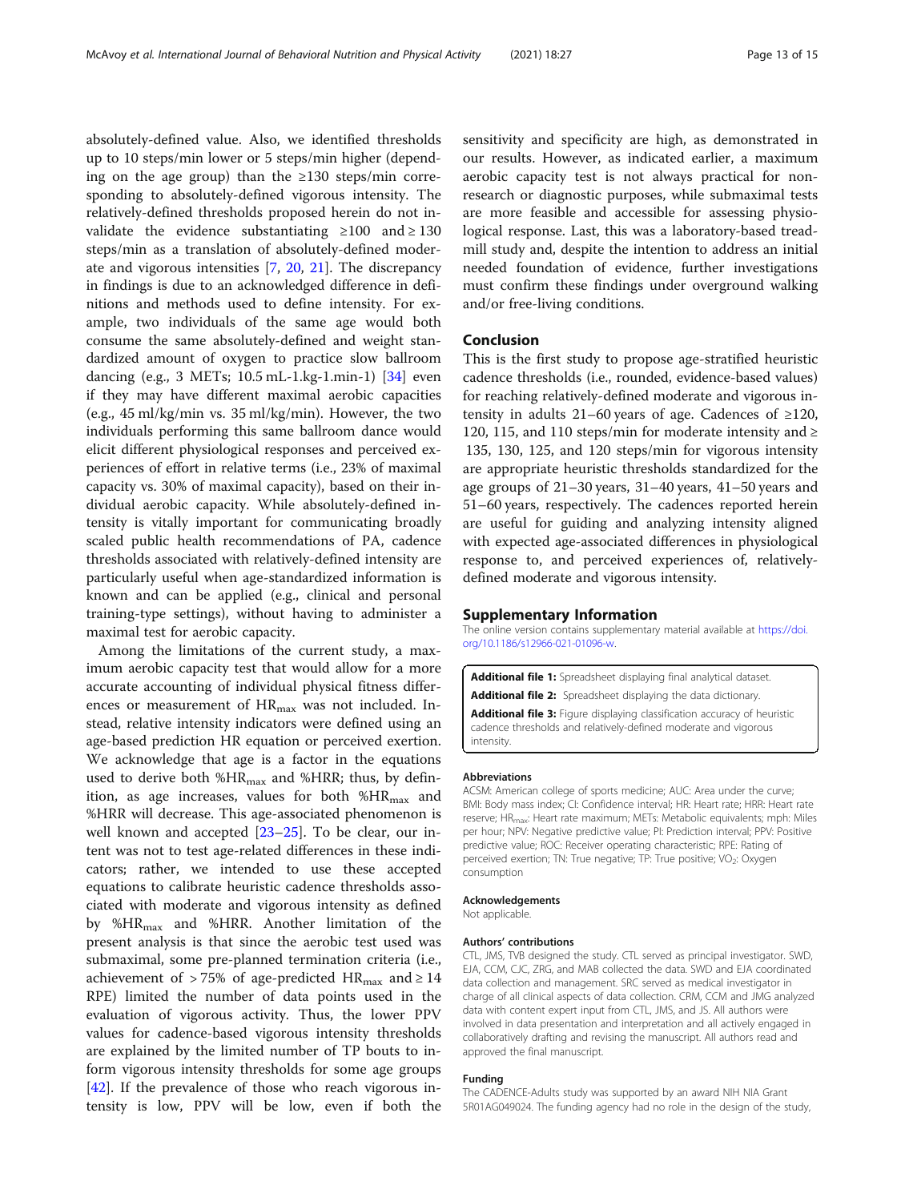absolutely-defined value. Also, we identified thresholds up to 10 steps/min lower or 5 steps/min higher (depending on the age group) than the ≥130 steps/min corresponding to absolutely-defined vigorous intensity. The relatively-defined thresholds proposed herein do not invalidate the evidence substantiating ≥100 and ≥ 130 steps/min as a translation of absolutely-defined moderate and vigorous intensities [7, 20, 21]. The discrepancy in findings is due to an acknowledged difference in definitions and methods used to define intensity. For example, two individuals of the same age would both consume the same absolutely-defined and weight standardized amount of oxygen to practice slow ballroom dancing (e.g., 3 METs; 10.5 mL-1.kg-1.min-1) [34] even if they may have different maximal aerobic capacities (e.g., 45 ml/kg/min vs. 35 ml/kg/min). However, the two individuals performing this same ballroom dance would elicit different physiological responses and perceived experiences of effort in relative terms (i.e., 23% of maximal capacity vs. 30% of maximal capacity), based on their individual aerobic capacity. While absolutely-defined intensity is vitally important for communicating broadly scaled public health recommendations of PA, cadence thresholds associated with relatively-defined intensity are particularly useful when age-standardized information is known and can be applied (e.g., clinical and personal training-type settings), without having to administer a maximal test for aerobic capacity.

Among the limitations of the current study, a maximum aerobic capacity test that would allow for a more accurate accounting of individual physical fitness differences or measurement of $HR_{max}$ was not included. Instead, relative intensity indicators were defined using an age-based prediction HR equation or perceived exertion. We acknowledge that age is a factor in the equations used to derive both $\%HR_{max}$ and %HRR; thus, by definition, as age increases, values for both $\%HR_{max}$ and %HRR will decrease. This age-associated phenomenon is well known and accepted [23–25]. To be clear, our intent was not to test age-related differences in these indicators; rather, we intended to use these accepted equations to calibrate heuristic cadence thresholds associated with moderate and vigorous intensity as defined by $\%HR_{max}$ and %HRR. Another limitation of the present analysis is that since the aerobic test used was submaximal, some pre-planned termination criteria (i.e., achievement of > 75% of age-predicted $HR_{max}$ and ≥ 14 RPE) limited the number of data points used in the evaluation of vigorous activity. Thus, the lower PPV values for cadence-based vigorous intensity thresholds are explained by the limited number of TP bouts to inform vigorous intensity thresholds for some age groups [42]. If the prevalence of those who reach vigorous intensity is low, PPV will be low, even if both the sensitivity and specificity are high, as demonstrated in our results. However, as indicated earlier, a maximum aerobic capacity test is not always practical for non-research or diagnostic purposes, while submaximal tests are more feasible and accessible for assessing physiological response. Last, this was a laboratory-based treadmill study and, despite the intention to address an initial needed foundation of evidence, further investigations must confirm these findings under overground walking and/or free-living conditions.

## Conclusion

This is the first study to propose age-stratified heuristic cadence thresholds (i.e., rounded, evidence-based values) for reaching relatively-defined moderate and vigorous intensity in adults 21–60 years of age. Cadences of ≥120, 120, 115, and 110 steps/min for moderate intensity and ≥ 135, 130, 125, and 120 steps/min for vigorous intensity are appropriate heuristic thresholds standardized for the age groups of 21–30 years, 31–40 years, 41–50 years and 51–60 years, respectively. The cadences reported herein are useful for guiding and analyzing intensity aligned with expected age-associated differences in physiological response to, and perceived experiences of, relatively-defined moderate and vigorous intensity.

## Supplementary Information

The online version contains supplementary material available at https://doi.org/10.1186/s12966-021-01096-w.

**Additional file 1:** Spreadsheet displaying final analytical dataset.
**Additional file 2:** Spreadsheet displaying the data dictionary.
**Additional file 3:** Figure displaying classification accuracy of heuristic cadence thresholds and relatively-defined moderate and vigorous intensity.

#### Abbreviations

ACSM: American college of sports medicine; AUC: Area under the curve; BMI: Body mass index; CI: Confidence interval; HR: Heart rate; HRR: Heart rate reserve; $HR_{max}$: Heart rate maximum; METs: Metabolic equivalents; mph: Miles per hour; NPV: Negative predictive value; PI: Prediction interval; PPV: Positive predictive value; ROC: Receiver operating characteristic; RPE: Rating of perceived exertion; TN: True negative; TP: True positive; $VO_2$: Oxygen consumption

#### Acknowledgements

Not applicable.

#### Authors' contributions

CTL, JMS, TVB designed the study. CTL served as principal investigator. SWD, EJA, CCM, CJC, ZRG, and MAB collected the data. SWD and EJA coordinated data collection and management. SRC served as medical investigator in charge of all clinical aspects of data collection. CRM, CCM and JMG analyzed data with content expert input from CTL, JMS, and JS. All authors were involved in data presentation and interpretation and all actively engaged in collaboratively drafting and revising the manuscript. All authors read and approved the final manuscript.

#### Funding

The CADENCE-Adults study was supported by an award NIH NIA Grant 5R01AG049024. The funding agency had no role in the design of the study,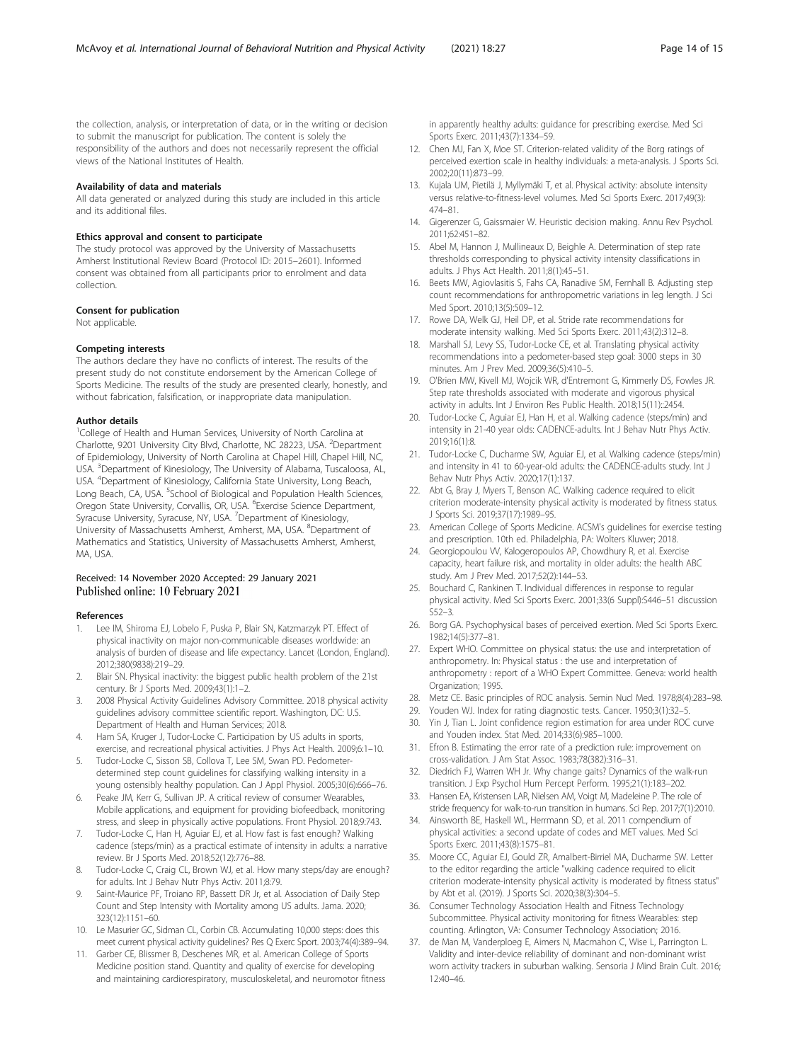the collection, analysis, or interpretation of data, or in the writing or decision to submit the manuscript for publication. The content is solely the responsibility of the authors and does not necessarily represent the official views of the National Institutes of Health.

#### Availability of data and materials

All data generated or analyzed during this study are included in this article and its additional files.

#### Ethics approval and consent to participate

The study protocol was approved by the University of Massachusetts Amherst Institutional Review Board (Protocol ID: 2015–2601). Informed consent was obtained from all participants prior to enrolment and data collection.

#### Consent for publication

Not applicable.

#### Competing interests

The authors declare they have no conflicts of interest. The results of the present study do not constitute endorsement by the American College of Sports Medicine. The results of the study are presented clearly, honestly, and without fabrication, falsification, or inappropriate data manipulation.

#### Author details

[1]College of Health and Human Services, University of North Carolina at Charlotte, 9201 University City Blvd, Charlotte, NC 28223, USA. [2]Department of Epidemiology, University of North Carolina at Chapel Hill, Chapel Hill, NC, USA. [3]Department of Kinesiology, The University of Alabama, Tuscaloosa, AL, USA. [4]Department of Kinesiology, California State University, Long Beach, Long Beach, CA, USA. [5]School of Biological and Population Health Sciences, Oregon State University, Corvallis, OR, USA. [6]Exercise Science Department, Syracuse University, Syracuse, NY, USA. [7]Department of Kinesiology, University of Massachusetts Amherst, Amherst, MA, USA. [8]Department of Mathematics and Statistics, University of Massachusetts Amherst, Amherst, MA, USA.

Received: 14 November 2020 Accepted: 29 January 2021
Published online: 10 February 2021

#### References

1. Lee IM, Shiroma EJ, Lobelo F, Puska P, Blair SN, Katzmarzyk PT. Effect of physical inactivity on major non-communicable diseases worldwide: an analysis of burden of disease and life expectancy. Lancet (London, England). 2012;380(9838):219–29.
2. Blair SN. Physical inactivity: the biggest public health problem of the 21st century. Br J Sports Med. 2009;43(1):1–2.
3. 2008 Physical Activity Guidelines Advisory Committee. 2018 physical activity guidelines advisory committee scientific report. Washington, DC: U.S. Department of Health and Human Services; 2018.
4. Ham SA, Kruger J, Tudor-Locke C. Participation by US adults in sports, exercise, and recreational physical activities. J Phys Act Health. 2009;6:1–10.
5. Tudor-Locke C, Sisson SB, Collova T, Lee SM, Swan PD. Pedometer-determined step count guidelines for classifying walking intensity in a young ostensibly healthy population. Can J Appl Physiol. 2005;30(6):666–76.
6. Peake JM, Kerr G, Sullivan JP. A critical review of consumer Wearables, Mobile applications, and equipment for providing biofeedback, monitoring stress, and sleep in physically active populations. Front Physiol. 2018;9:743.
7. Tudor-Locke C, Han H, Aguiar EJ, et al. How fast is fast enough? Walking cadence (steps/min) as a practical estimate of intensity in adults: a narrative review. Br J Sports Med. 2018;52(12):776–88.
8. Tudor-Locke C, Craig CL, Brown WJ, et al. How many steps/day are enough? for adults. Int J Behav Nutr Phys Activ. 2011;8:79.
9. Saint-Maurice PF, Troiano RP, Bassett DR Jr, et al. Association of Daily Step Count and Step Intensity with Mortality among US adults. Jama. 2020; 323(12):1151–60.
10. Le Masurier GC, Sidman CL, Corbin CB. Accumulating 10,000 steps: does this meet current physical activity guidelines? Res Q Exerc Sport. 2003;74(4):389–94.
11. Garber CE, Blissmer B, Deschenes MR, et al. American College of Sports Medicine position stand. Quantity and quality of exercise for developing and maintaining cardiorespiratory, musculoskeletal, and neuromotor fitness in apparently healthy adults: guidance for prescribing exercise. Med Sci Sports Exerc. 2011;43(7):1334–59.
12. Chen MJ, Fan X, Moe ST. Criterion-related validity of the Borg ratings of perceived exertion scale in healthy individuals: a meta-analysis. J Sports Sci. 2002;20(11):873–99.
13. Kujala UM, Pietilä J, Myllymäki T, et al. Physical activity: absolute intensity versus relative-to-fitness-level volumes. Med Sci Sports Exerc. 2017;49(3): 474–81.
14. Gigerenzer G, Gaissmaier W. Heuristic decision making. Annu Rev Psychol. 2011;62:451–82.
15. Abel M, Hannon J, Mullineaux D, Beighle A. Determination of step rate thresholds corresponding to physical activity intensity classifications in adults. J Phys Act Health. 2011;8(1):45–51.
16. Beets MW, Agiovlasitis S, Fahs CA, Ranadive SM, Fernhall B. Adjusting step count recommendations for anthropometric variations in leg length. J Sci Med Sport. 2010;13(5):509–12.
17. Rowe DA, Welk GJ, Heil DP, et al. Stride rate recommendations for moderate intensity walking. Med Sci Sports Exerc. 2011;43(2):312–8.
18. Marshall SJ, Levy SS, Tudor-Locke CE, et al. Translating physical activity recommendations into a pedometer-based step goal: 3000 steps in 30 minutes. Am J Prev Med. 2009;36(5):410–5.
19. O'Brien MW, Kivell MJ, Wojcik WR, d'Entremont G, Kimmerly DS, Fowles JR. Step rate thresholds associated with moderate and vigorous physical activity in adults. Int J Environ Res Public Health. 2018;15(11)::2454.
20. Tudor-Locke C, Aguiar EJ, Han H, et al. Walking cadence (steps/min) and intensity in 21-40 year olds: CADENCE-adults. Int J Behav Nutr Phys Activ. 2019;16(1):8.
21. Tudor-Locke C, Ducharme SW, Aguiar EJ, et al. Walking cadence (steps/min) and intensity in 41 to 60-year-old adults: the CADENCE-adults study. Int J Behav Nutr Phys Activ. 2020;17(1):137.
22. Abt G, Bray J, Myers T, Benson AC. Walking cadence required to elicit criterion moderate-intensity physical activity is moderated by fitness status. J Sports Sci. 2019;37(17):1989–95.
23. American College of Sports Medicine. ACSM's guidelines for exercise testing and prescription. 10th ed. Philadelphia, PA: Wolters Kluwer; 2018.
24. Georgiopoulou VV, Kalogeropoulos AP, Chowdhury R, et al. Exercise capacity, heart failure risk, and mortality in older adults: the health ABC study. Am J Prev Med. 2017;52(2):144–53.
25. Bouchard C, Rankinen T. Individual differences in response to regular physical activity. Med Sci Sports Exerc. 2001;33(6 Suppl):S446–51 discussion S52–3.
26. Borg GA. Psychophysical bases of perceived exertion. Med Sci Sports Exerc. 1982;14(5):377–81.
27. Expert WHO. Committee on physical status: the use and interpretation of anthropometry. In: Physical status : the use and interpretation of anthropometry : report of a WHO Expert Committee. Geneva: world health Organization; 1995.
28. Metz CE. Basic principles of ROC analysis. Semin Nucl Med. 1978;8(4):283–98.
29. Youden WJ. Index for rating diagnostic tests. Cancer. 1950;3(1):32–5.
30. Yin J, Tian L. Joint confidence region estimation for area under ROC curve and Youden index. Stat Med. 2014;33(6):985–1000.
31. Efron B. Estimating the error rate of a prediction rule: improvement on cross-validation. J Am Stat Assoc. 1983;78(382):316–31.
32. Diedrich FJ, Warren WH Jr. Why change gaits? Dynamics of the walk-run transition. J Exp Psychol Hum Percept Perform. 1995;21(1):183–202.
33. Hansen EA, Kristensen LAR, Nielsen AM, Voigt M, Madeleine P. The role of stride frequency for walk-to-run transition in humans. Sci Rep. 2017;7(1):2010.
34. Ainsworth BE, Haskell WL, Herrmann SD, et al. 2011 compendium of physical activities: a second update of codes and MET values. Med Sci Sports Exerc. 2011;43(8):1575–81.
35. Moore CC, Aguiar EJ, Gould ZR, Amalbert-Birriel MA, Ducharme SW. Letter to the editor regarding the article "walking cadence required to elicit criterion moderate-intensity physical activity is moderated by fitness status" by Abt et al. (2019). J Sports Sci. 2020;38(3):304–5.
36. Consumer Technology Association Health and Fitness Technology Subcommittee. Physical activity monitoring for fitness Wearables: step counting. Arlington, VA: Consumer Technology Association; 2016.
37. de Man M, Vanderploeg E, Aimers N, Macmahon C, Wise L, Parrington L. Validity and inter-device reliability of dominant and non-dominant wrist worn activity trackers in suburban walking. Sensoria J Mind Brain Cult. 2016; 12:40–46.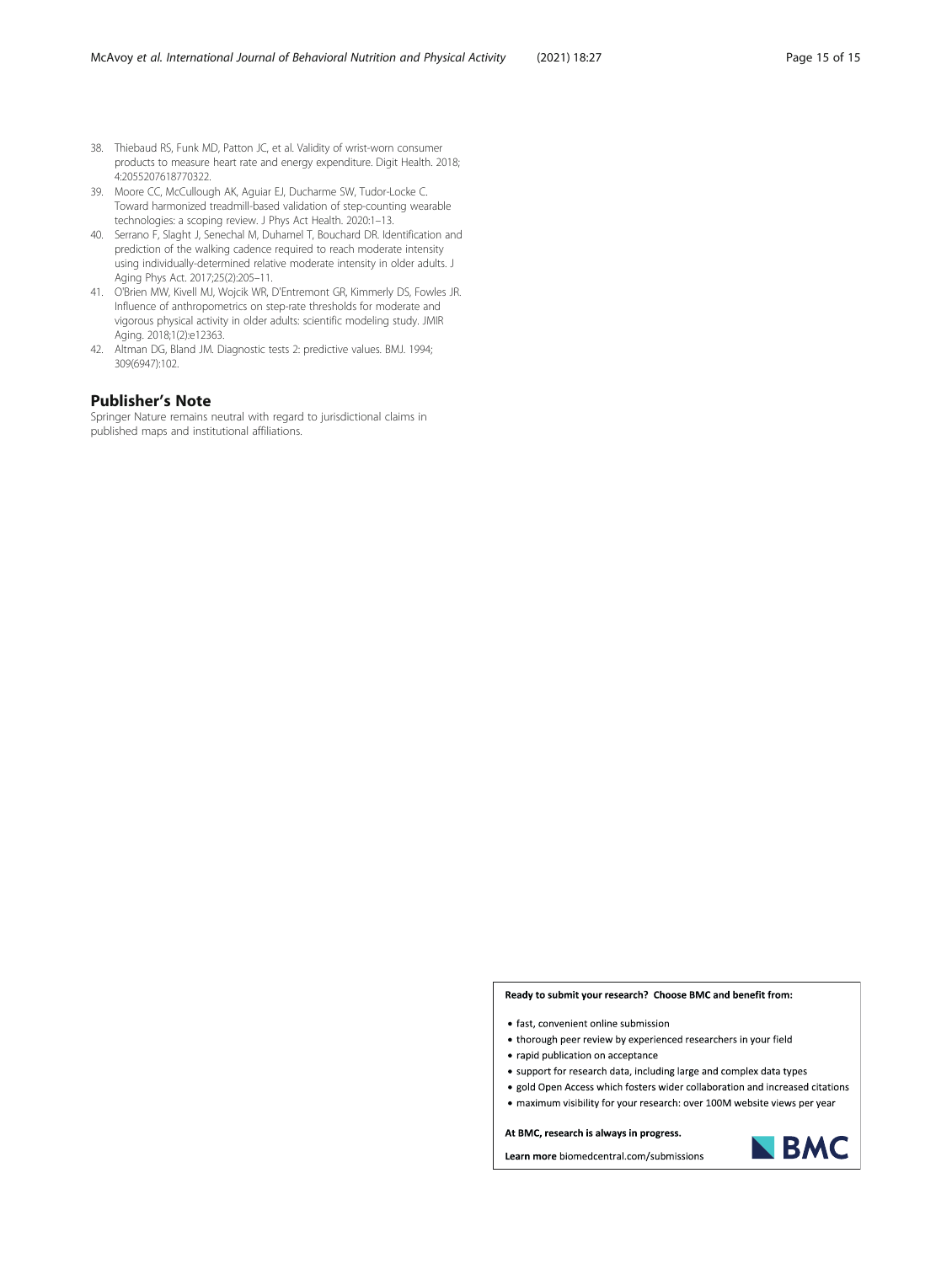38. Thiebaud RS, Funk MD, Patton JC, et al. Validity of wrist-worn consumer products to measure heart rate and energy expenditure. Digit Health. 2018; 4:2055207618770322.
39. Moore CC, McCullough AK, Aguiar EJ, Ducharme SW, Tudor-Locke C. Toward harmonized treadmill-based validation of step-counting wearable technologies: a scoping review. J Phys Act Health. 2020:1–13.
40. Serrano F, Slaght J, Senechal M, Duhamel T, Bouchard DR. Identification and prediction of the walking cadence required to reach moderate intensity using individually-determined relative moderate intensity in older adults. J Aging Phys Act. 2017;25(2):205–11.
41. O'Brien MW, Kivell MJ, Wojcik WR, D'Entremont GR, Kimmerly DS, Fowles JR. Influence of anthropometrics on step-rate thresholds for moderate and vigorous physical activity in older adults: scientific modeling study. JMIR Aging. 2018;1(2):e12363.
42. Altman DG, Bland JM. Diagnostic tests 2: predictive values. BMJ. 1994; 309(6947):102.

## Publisher's Note

Springer Nature remains neutral with regard to jurisdictional claims in published maps and institutional affiliations.

**Ready to submit your research? Choose BMC and benefit from:**

- fast, convenient online submission
- thorough peer review by experienced researchers in your field
- rapid publication on acceptance
- support for research data, including large and complex data types
- gold Open Access which fosters wider collaboration and increased citations
- maximum visibility for your research: over 100M website views per year

**At BMC, research is always in progress.**

**Learn more** biomedcentral.com/submissions

BMC